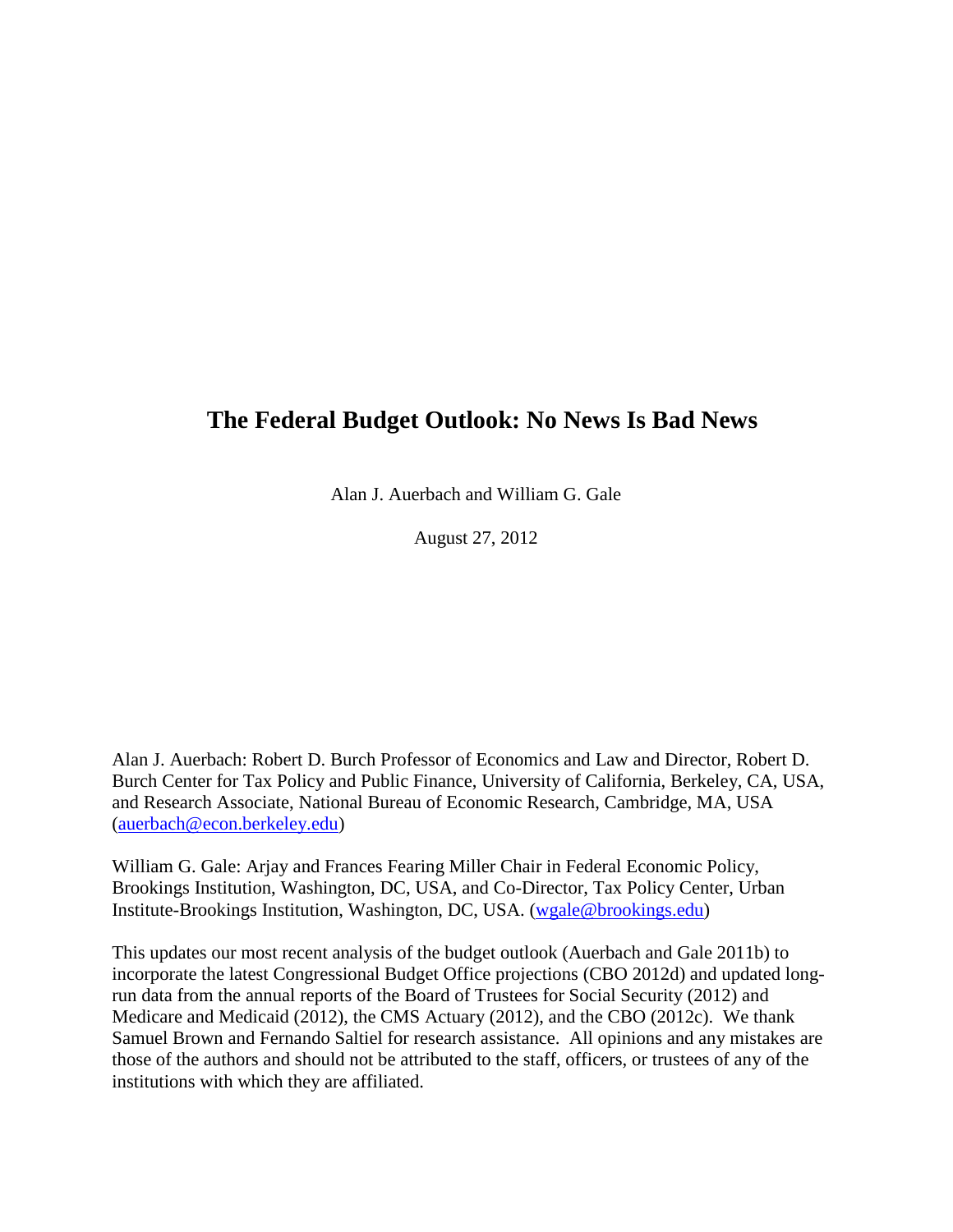# The Federal Budget Outlook: No News Is Bad News

Alan J. Auerbach and William G. Gale

August 27, 2012

Alan J. Auerbach: Robert D. Burch Professor of Economics and Law and Director, Robert D. Burch Center for Tax Policy and Public Finance, University of California, Berkeley, CA, USA, and Research Associate, National Bureau of Economic Research, Cambridge, MA, USA (auerbach@econ.berkeley.edu)

William G. Gale: Arjay and Frances Fearing Miller Chair in Federal Economic Policy, Brookings Institution, Washington, DC, USA, and Co-Director, Tax Policy Center, Urban Institute-Brookings Institution, Washington, DC, USA. (wgale@brookings.edu)

This updates our most recent analysis of the budget outlook (Auerbach and Gale 2011b) to incorporate the latest Congressional Budget Office projections (CBO 2012d) and updated long-run data from the annual reports of the Board of Trustees for Social Security (2012) and Medicare and Medicaid (2012), the CMS Actuary (2012), and the CBO (2012c). We thank Samuel Brown and Fernando Saltiel for research assistance. All opinions and any mistakes are those of the authors and should not be attributed to the staff, officers, or trustees of any of the institutions with which they are affiliated.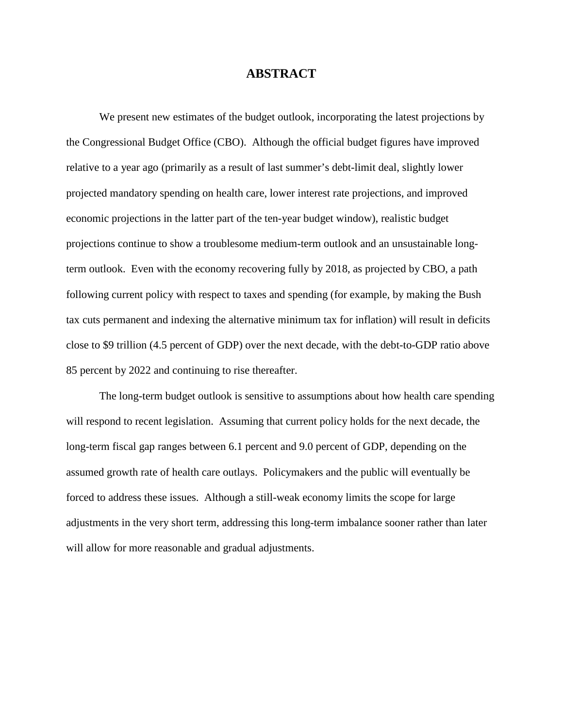# ABSTRACT

We present new estimates of the budget outlook, incorporating the latest projections by the Congressional Budget Office (CBO). Although the official budget figures have improved relative to a year ago (primarily as a result of last summer's debt-limit deal, slightly lower projected mandatory spending on health care, lower interest rate projections, and improved economic projections in the latter part of the ten-year budget window), realistic budget projections continue to show a troublesome medium-term outlook and an unsustainable long-term outlook. Even with the economy recovering fully by 2018, as projected by CBO, a path following current policy with respect to taxes and spending (for example, by making the Bush tax cuts permanent and indexing the alternative minimum tax for inflation) will result in deficits close to $9 trillion (4.5 percent of GDP) over the next decade, with the debt-to-GDP ratio above 85 percent by 2022 and continuing to rise thereafter.

The long-term budget outlook is sensitive to assumptions about how health care spending will respond to recent legislation. Assuming that current policy holds for the next decade, the long-term fiscal gap ranges between 6.1 percent and 9.0 percent of GDP, depending on the assumed growth rate of health care outlays. Policymakers and the public will eventually be forced to address these issues. Although a still-weak economy limits the scope for large adjustments in the very short term, addressing this long-term imbalance sooner rather than later will allow for more reasonable and gradual adjustments.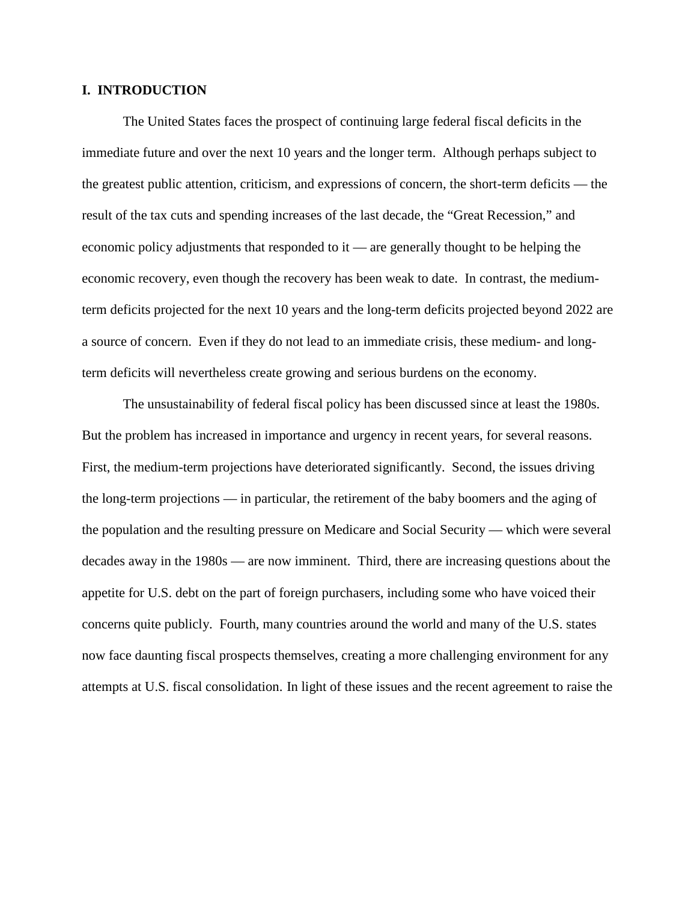# I. INTRODUCTION

The United States faces the prospect of continuing large federal fiscal deficits in the immediate future and over the next 10 years and the longer term. Although perhaps subject to the greatest public attention, criticism, and expressions of concern, the short-term deficits — the result of the tax cuts and spending increases of the last decade, the "Great Recession," and economic policy adjustments that responded to it — are generally thought to be helping the economic recovery, even though the recovery has been weak to date. In contrast, the medium-term deficits projected for the next 10 years and the long-term deficits projected beyond 2022 are a source of concern. Even if they do not lead to an immediate crisis, these medium- and long-term deficits will nevertheless create growing and serious burdens on the economy.

The unsustainability of federal fiscal policy has been discussed since at least the 1980s. But the problem has increased in importance and urgency in recent years, for several reasons. First, the medium-term projections have deteriorated significantly. Second, the issues driving the long-term projections — in particular, the retirement of the baby boomers and the aging of the population and the resulting pressure on Medicare and Social Security — which were several decades away in the 1980s — are now imminent. Third, there are increasing questions about the appetite for U.S. debt on the part of foreign purchasers, including some who have voiced their concerns quite publicly. Fourth, many countries around the world and many of the U.S. states now face daunting fiscal prospects themselves, creating a more challenging environment for any attempts at U.S. fiscal consolidation. In light of these issues and the recent agreement to raise the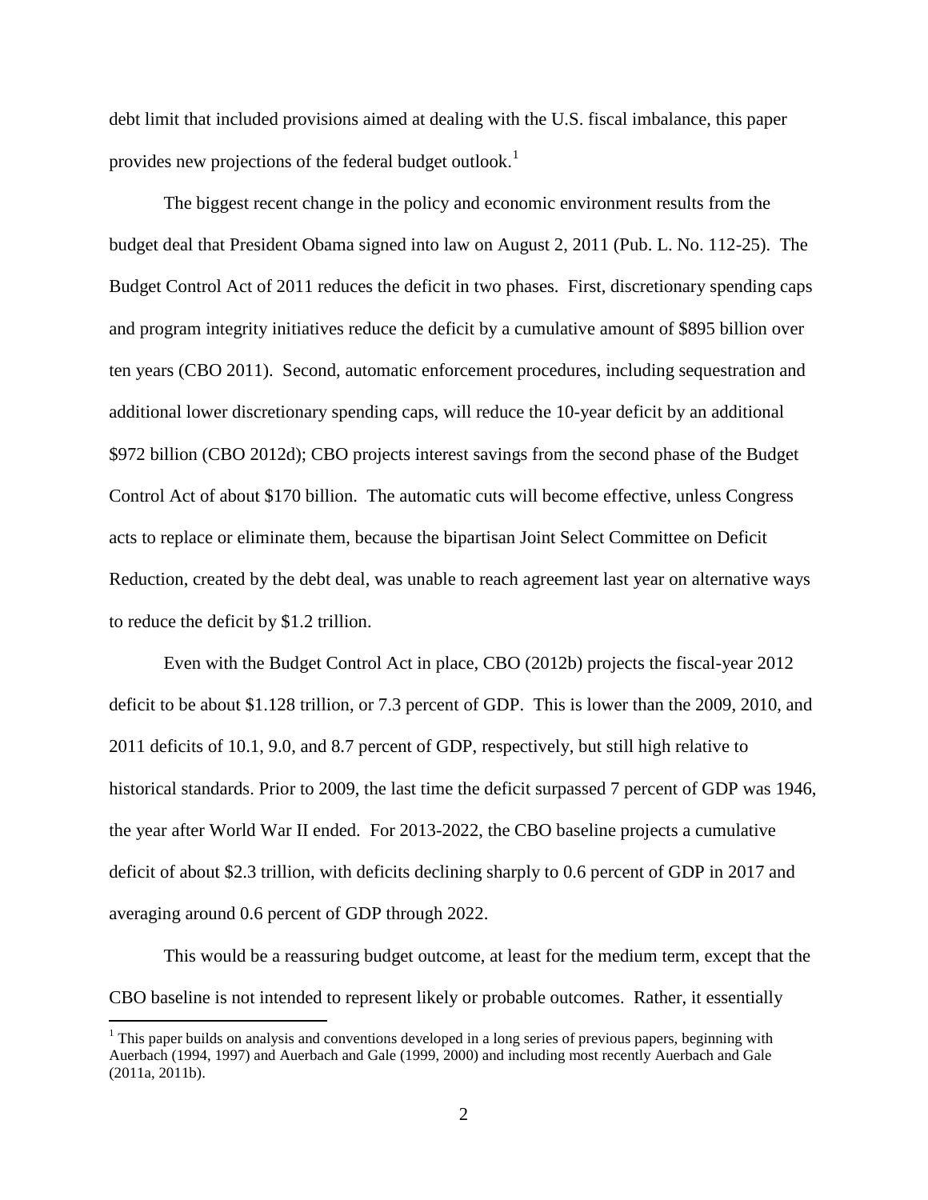debt limit that included provisions aimed at dealing with the U.S. fiscal imbalance, this paper provides new projections of the federal budget outlook.[1]

The biggest recent change in the policy and economic environment results from the budget deal that President Obama signed into law on August 2, 2011 (Pub. L. No. 112-25). The Budget Control Act of 2011 reduces the deficit in two phases. First, discretionary spending caps and program integrity initiatives reduce the deficit by a cumulative amount of $895 billion over ten years (CBO 2011). Second, automatic enforcement procedures, including sequestration and additional lower discretionary spending caps, will reduce the 10-year deficit by an additional $972 billion (CBO 2012d); CBO projects interest savings from the second phase of the Budget Control Act of about $170 billion. The automatic cuts will become effective, unless Congress acts to replace or eliminate them, because the bipartisan Joint Select Committee on Deficit Reduction, created by the debt deal, was unable to reach agreement last year on alternative ways to reduce the deficit by $1.2 trillion.

Even with the Budget Control Act in place, CBO (2012b) projects the fiscal-year 2012 deficit to be about $1.128 trillion, or 7.3 percent of GDP. This is lower than the 2009, 2010, and 2011 deficits of 10.1, 9.0, and 8.7 percent of GDP, respectively, but still high relative to historical standards. Prior to 2009, the last time the deficit surpassed 7 percent of GDP was 1946, the year after World War II ended. For 2013-2022, the CBO baseline projects a cumulative deficit of about $2.3 trillion, with deficits declining sharply to 0.6 percent of GDP in 2017 and averaging around 0.6 percent of GDP through 2022.

This would be a reassuring budget outcome, at least for the medium term, except that the CBO baseline is not intended to represent likely or probable outcomes. Rather, it essentially

[1] This paper builds on analysis and conventions developed in a long series of previous papers, beginning with Auerbach (1994, 1997) and Auerbach and Gale (1999, 2000) and including most recently Auerbach and Gale (2011a, 2011b).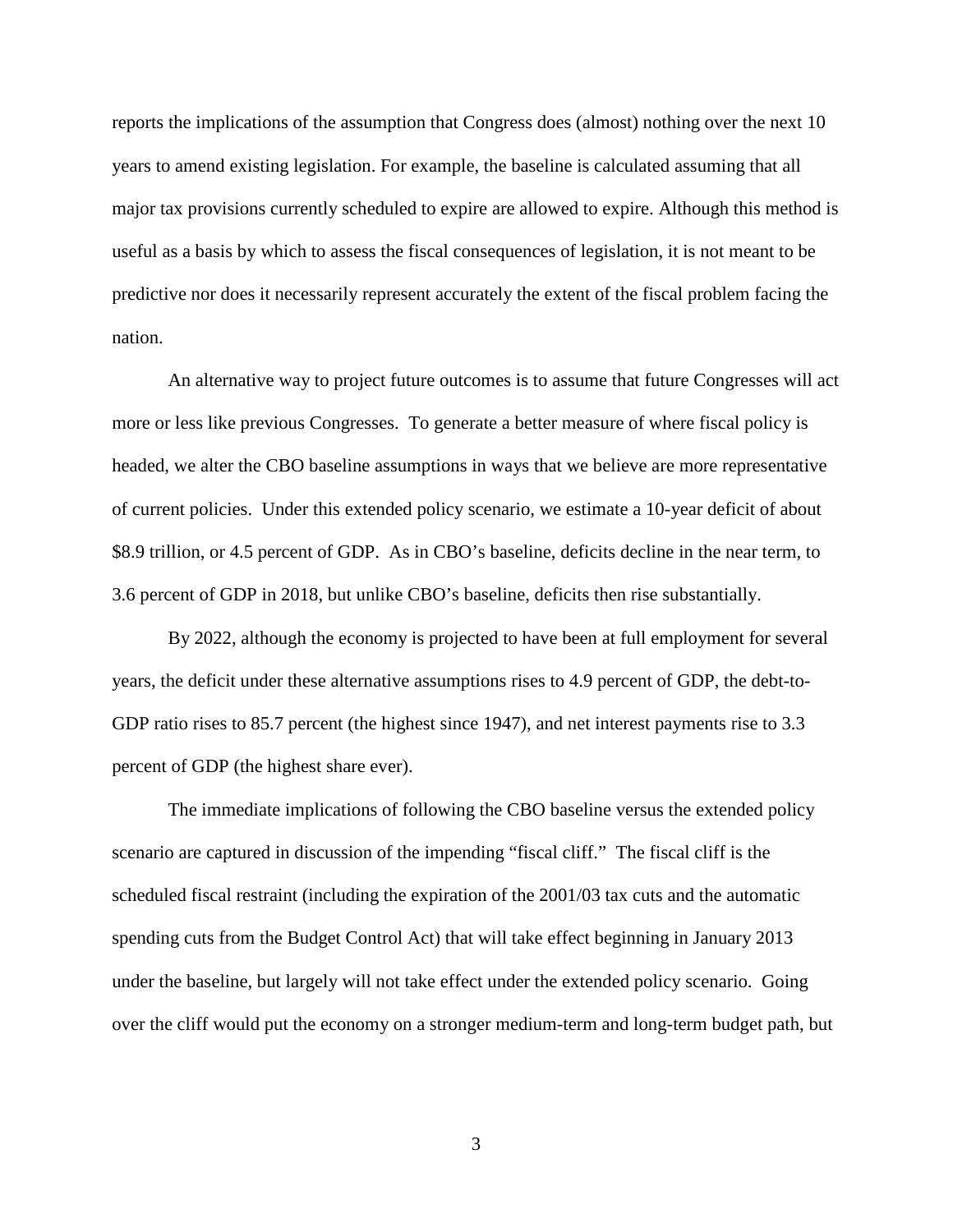reports the implications of the assumption that Congress does (almost) nothing over the next 10 years to amend existing legislation. For example, the baseline is calculated assuming that all major tax provisions currently scheduled to expire are allowed to expire. Although this method is useful as a basis by which to assess the fiscal consequences of legislation, it is not meant to be predictive nor does it necessarily represent accurately the extent of the fiscal problem facing the nation.

An alternative way to project future outcomes is to assume that future Congresses will act more or less like previous Congresses. To generate a better measure of where fiscal policy is headed, we alter the CBO baseline assumptions in ways that we believe are more representative of current policies. Under this extended policy scenario, we estimate a 10-year deficit of about \$8.9 trillion, or 4.5 percent of GDP. As in CBO's baseline, deficits decline in the near term, to 3.6 percent of GDP in 2018, but unlike CBO's baseline, deficits then rise substantially.

By 2022, although the economy is projected to have been at full employment for several years, the deficit under these alternative assumptions rises to 4.9 percent of GDP, the debt-to-GDP ratio rises to 85.7 percent (the highest since 1947), and net interest payments rise to 3.3 percent of GDP (the highest share ever).

The immediate implications of following the CBO baseline versus the extended policy scenario are captured in discussion of the impending "fiscal cliff." The fiscal cliff is the scheduled fiscal restraint (including the expiration of the 2001/03 tax cuts and the automatic spending cuts from the Budget Control Act) that will take effect beginning in January 2013 under the baseline, but largely will not take effect under the extended policy scenario. Going over the cliff would put the economy on a stronger medium-term and long-term budget path, but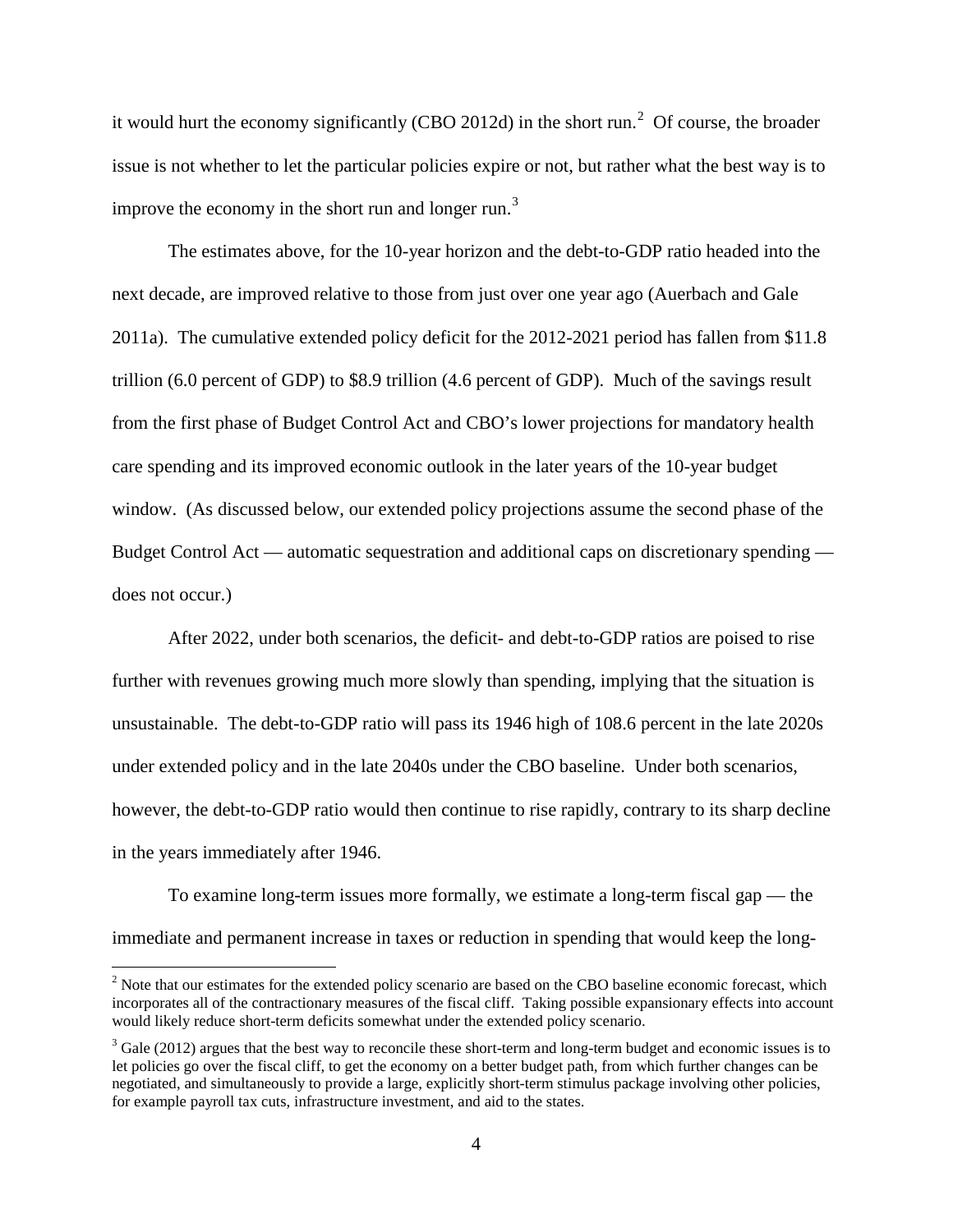it would hurt the economy significantly (CBO 2012d) in the short run.[2] Of course, the broader issue is not whether to let the particular policies expire or not, but rather what the best way is to improve the economy in the short run and longer run.[3]

The estimates above, for the 10-year horizon and the debt-to-GDP ratio headed into the next decade, are improved relative to those from just over one year ago (Auerbach and Gale 2011a). The cumulative extended policy deficit for the 2012-2021 period has fallen from \$11.8 trillion (6.0 percent of GDP) to \$8.9 trillion (4.6 percent of GDP). Much of the savings result from the first phase of Budget Control Act and CBO's lower projections for mandatory health care spending and its improved economic outlook in the later years of the 10-year budget window. (As discussed below, our extended policy projections assume the second phase of the Budget Control Act — automatic sequestration and additional caps on discretionary spending — does not occur.)

After 2022, under both scenarios, the deficit- and debt-to-GDP ratios are poised to rise further with revenues growing much more slowly than spending, implying that the situation is unsustainable. The debt-to-GDP ratio will pass its 1946 high of 108.6 percent in the late 2020s under extended policy and in the late 2040s under the CBO baseline. Under both scenarios, however, the debt-to-GDP ratio would then continue to rise rapidly, contrary to its sharp decline in the years immediately after 1946.

To examine long-term issues more formally, we estimate a long-term fiscal gap — the immediate and permanent increase in taxes or reduction in spending that would keep the long-

[2] Note that our estimates for the extended policy scenario are based on the CBO baseline economic forecast, which incorporates all of the contractionary measures of the fiscal cliff. Taking possible expansionary effects into account would likely reduce short-term deficits somewhat under the extended policy scenario.

[3] Gale (2012) argues that the best way to reconcile these short-term and long-term budget and economic issues is to let policies go over the fiscal cliff, to get the economy on a better budget path, from which further changes can be negotiated, and simultaneously to provide a large, explicitly short-term stimulus package involving other policies, for example payroll tax cuts, infrastructure investment, and aid to the states.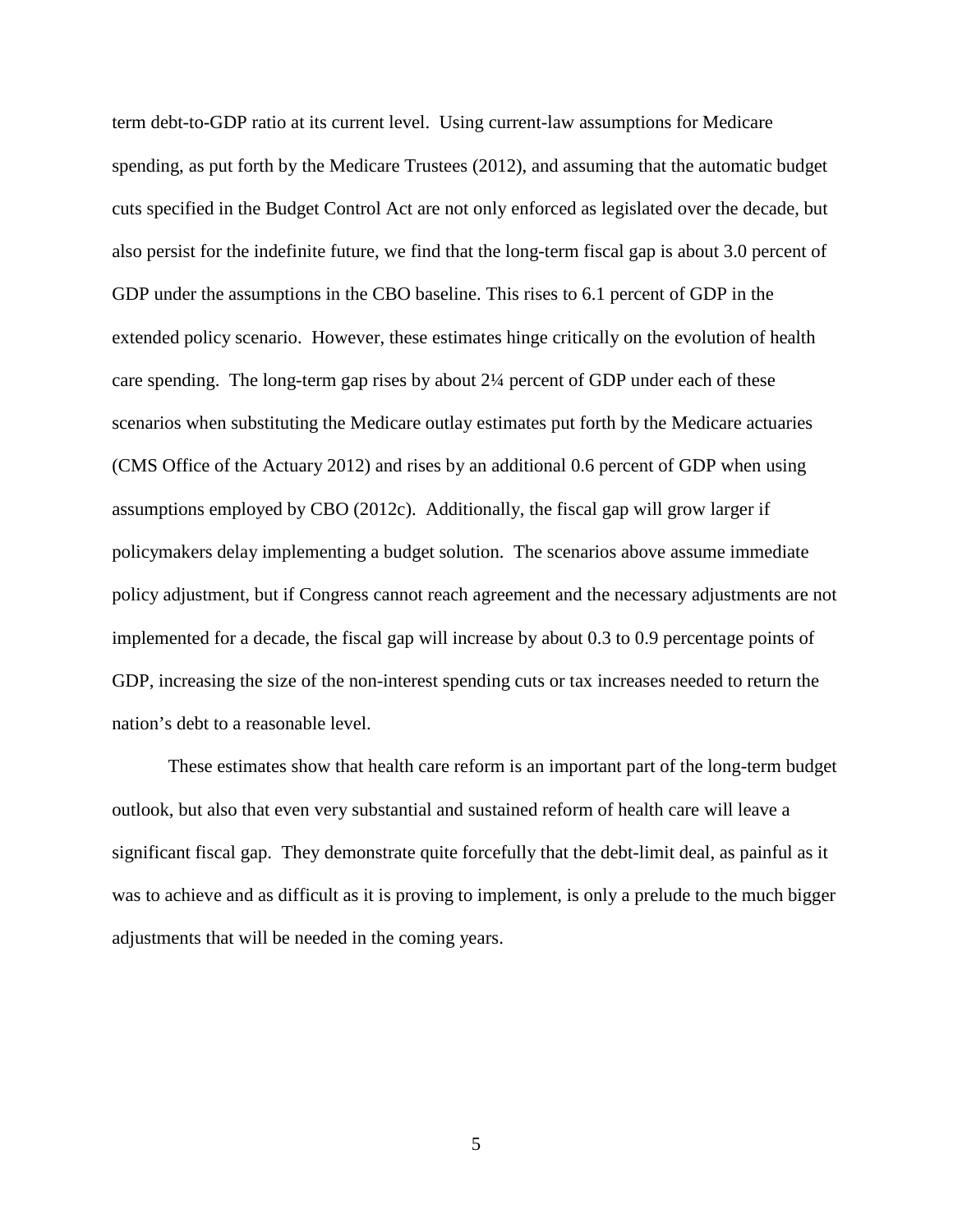term debt-to-GDP ratio at its current level. Using current-law assumptions for Medicare spending, as put forth by the Medicare Trustees (2012), and assuming that the automatic budget cuts specified in the Budget Control Act are not only enforced as legislated over the decade, but also persist for the indefinite future, we find that the long-term fiscal gap is about 3.0 percent of GDP under the assumptions in the CBO baseline. This rises to 6.1 percent of GDP in the extended policy scenario. However, these estimates hinge critically on the evolution of health care spending. The long-term gap rises by about 2¼ percent of GDP under each of these scenarios when substituting the Medicare outlay estimates put forth by the Medicare actuaries (CMS Office of the Actuary 2012) and rises by an additional 0.6 percent of GDP when using assumptions employed by CBO (2012c). Additionally, the fiscal gap will grow larger if policymakers delay implementing a budget solution. The scenarios above assume immediate policy adjustment, but if Congress cannot reach agreement and the necessary adjustments are not implemented for a decade, the fiscal gap will increase by about 0.3 to 0.9 percentage points of GDP, increasing the size of the non-interest spending cuts or tax increases needed to return the nation's debt to a reasonable level.

These estimates show that health care reform is an important part of the long-term budget outlook, but also that even very substantial and sustained reform of health care will leave a significant fiscal gap. They demonstrate quite forcefully that the debt-limit deal, as painful as it was to achieve and as difficult as it is proving to implement, is only a prelude to the much bigger adjustments that will be needed in the coming years.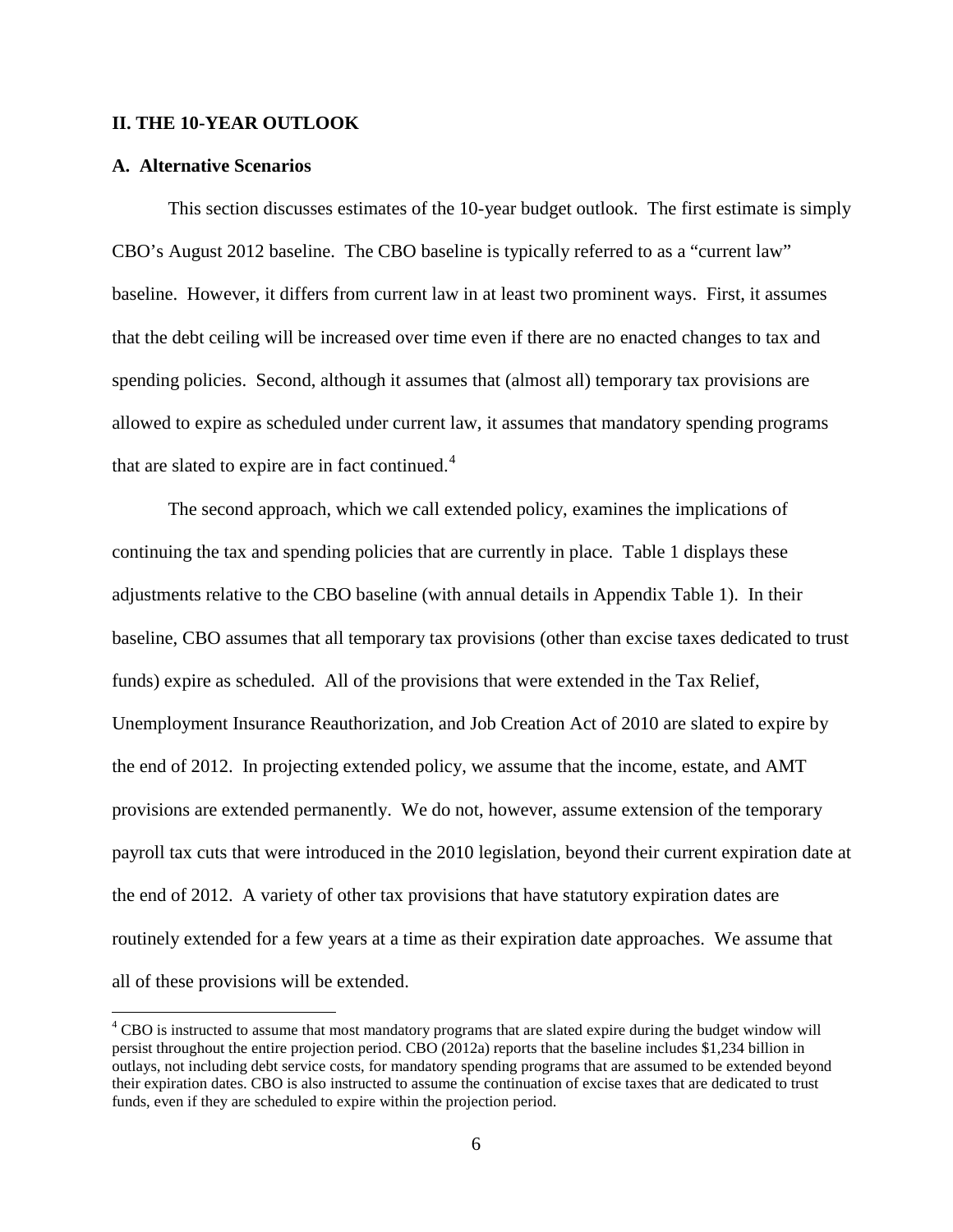## II. THE 10-YEAR OUTLOOK

### A. Alternative Scenarios

This section discusses estimates of the 10-year budget outlook. The first estimate is simply CBO's August 2012 baseline. The CBO baseline is typically referred to as a "current law" baseline. However, it differs from current law in at least two prominent ways. First, it assumes that the debt ceiling will be increased over time even if there are no enacted changes to tax and spending policies. Second, although it assumes that (almost all) temporary tax provisions are allowed to expire as scheduled under current law, it assumes that mandatory spending programs that are slated to expire are in fact continued.[4]

The second approach, which we call extended policy, examines the implications of continuing the tax and spending policies that are currently in place. Table 1 displays these adjustments relative to the CBO baseline (with annual details in Appendix Table 1). In their baseline, CBO assumes that all temporary tax provisions (other than excise taxes dedicated to trust funds) expire as scheduled. All of the provisions that were extended in the Tax Relief, Unemployment Insurance Reauthorization, and Job Creation Act of 2010 are slated to expire by the end of 2012. In projecting extended policy, we assume that the income, estate, and AMT provisions are extended permanently. We do not, however, assume extension of the temporary payroll tax cuts that were introduced in the 2010 legislation, beyond their current expiration date at the end of 2012. A variety of other tax provisions that have statutory expiration dates are routinely extended for a few years at a time as their expiration date approaches. We assume that all of these provisions will be extended.

[4] CBO is instructed to assume that most mandatory programs that are slated expire during the budget window will persist throughout the entire projection period. CBO (2012a) reports that the baseline includes $1,234 billion in outlays, not including debt service costs, for mandatory spending programs that are assumed to be extended beyond their expiration dates. CBO is also instructed to assume the continuation of excise taxes that are dedicated to trust funds, even if they are scheduled to expire within the projection period.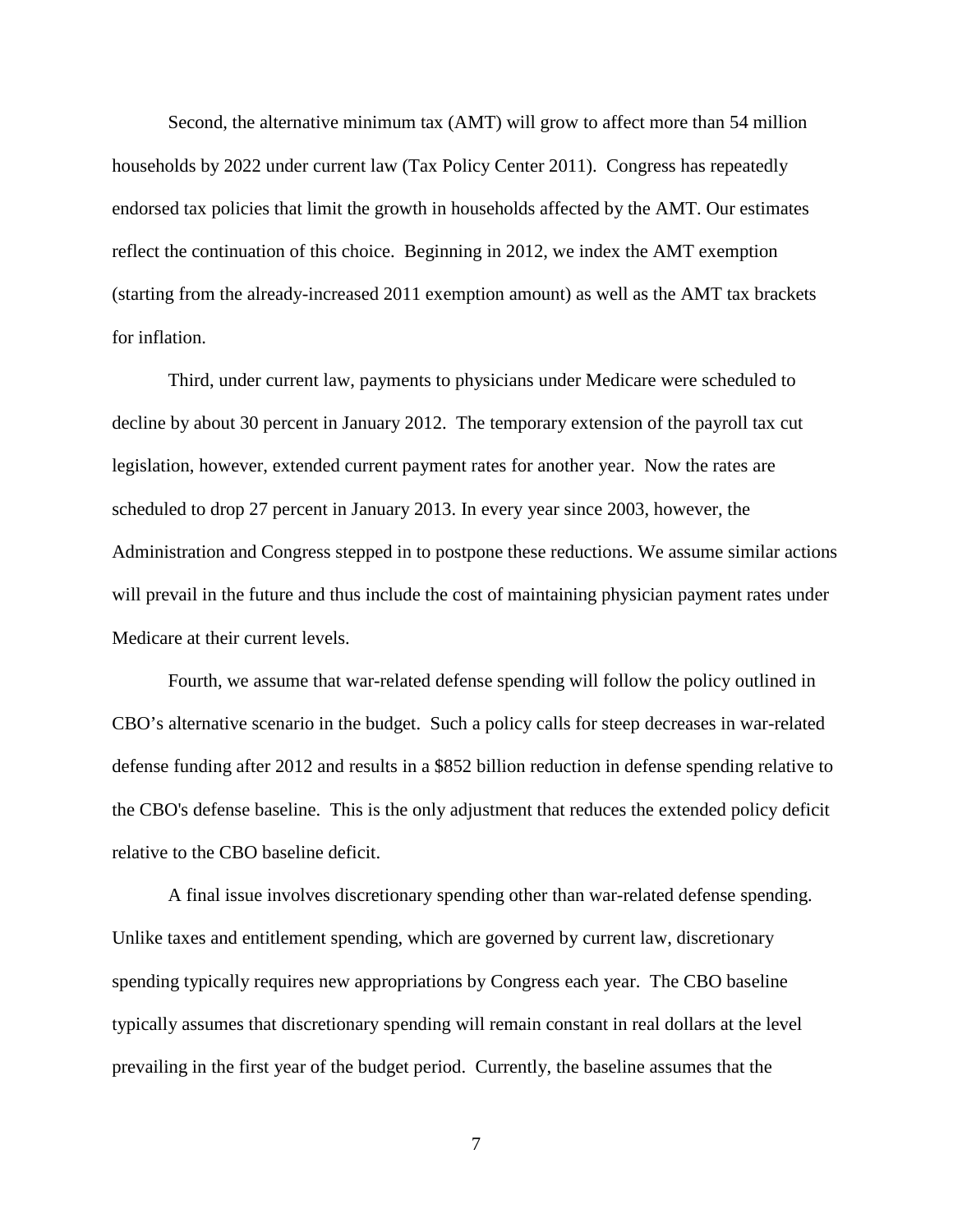Second, the alternative minimum tax (AMT) will grow to affect more than 54 million households by 2022 under current law (Tax Policy Center 2011). Congress has repeatedly endorsed tax policies that limit the growth in households affected by the AMT. Our estimates reflect the continuation of this choice. Beginning in 2012, we index the AMT exemption (starting from the already-increased 2011 exemption amount) as well as the AMT tax brackets for inflation.

Third, under current law, payments to physicians under Medicare were scheduled to decline by about 30 percent in January 2012. The temporary extension of the payroll tax cut legislation, however, extended current payment rates for another year. Now the rates are scheduled to drop 27 percent in January 2013. In every year since 2003, however, the Administration and Congress stepped in to postpone these reductions. We assume similar actions will prevail in the future and thus include the cost of maintaining physician payment rates under Medicare at their current levels.

Fourth, we assume that war-related defense spending will follow the policy outlined in CBO's alternative scenario in the budget. Such a policy calls for steep decreases in war-related defense funding after 2012 and results in a $852 billion reduction in defense spending relative to the CBO's defense baseline. This is the only adjustment that reduces the extended policy deficit relative to the CBO baseline deficit.

A final issue involves discretionary spending other than war-related defense spending. Unlike taxes and entitlement spending, which are governed by current law, discretionary spending typically requires new appropriations by Congress each year. The CBO baseline typically assumes that discretionary spending will remain constant in real dollars at the level prevailing in the first year of the budget period. Currently, the baseline assumes that the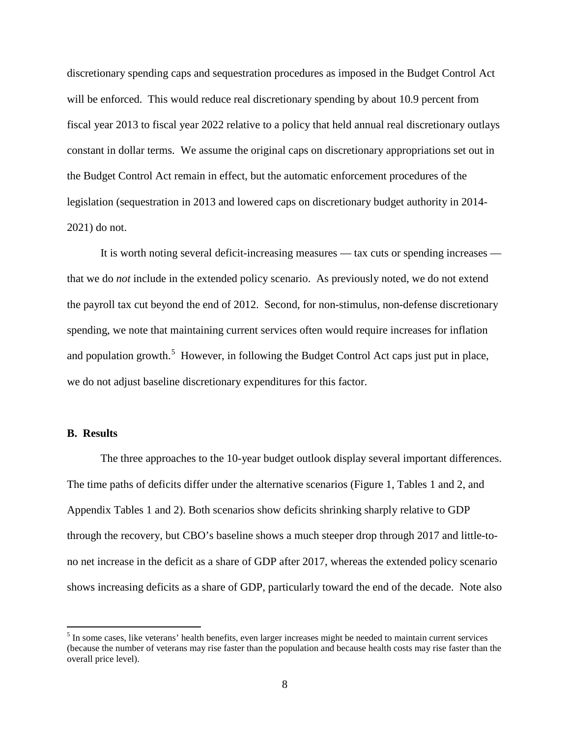discretionary spending caps and sequestration procedures as imposed in the Budget Control Act will be enforced. This would reduce real discretionary spending by about 10.9 percent from fiscal year 2013 to fiscal year 2022 relative to a policy that held annual real discretionary outlays constant in dollar terms. We assume the original caps on discretionary appropriations set out in the Budget Control Act remain in effect, but the automatic enforcement procedures of the legislation (sequestration in 2013 and lowered caps on discretionary budget authority in 2014-2021) do not.

It is worth noting several deficit-increasing measures — tax cuts or spending increases — that we do *not* include in the extended policy scenario. As previously noted, we do not extend the payroll tax cut beyond the end of 2012. Second, for non-stimulus, non-defense discretionary spending, we note that maintaining current services often would require increases for inflation and population growth.[5] However, in following the Budget Control Act caps just put in place, we do not adjust baseline discretionary expenditures for this factor.

### B. Results

The three approaches to the 10-year budget outlook display several important differences. The time paths of deficits differ under the alternative scenarios (Figure 1, Tables 1 and 2, and Appendix Tables 1 and 2). Both scenarios show deficits shrinking sharply relative to GDP through the recovery, but CBO's baseline shows a much steeper drop through 2017 and little-to-no net increase in the deficit as a share of GDP after 2017, whereas the extended policy scenario shows increasing deficits as a share of GDP, particularly toward the end of the decade. Note also

[5] In some cases, like veterans' health benefits, even larger increases might be needed to maintain current services (because the number of veterans may rise faster than the population and because health costs may rise faster than the overall price level).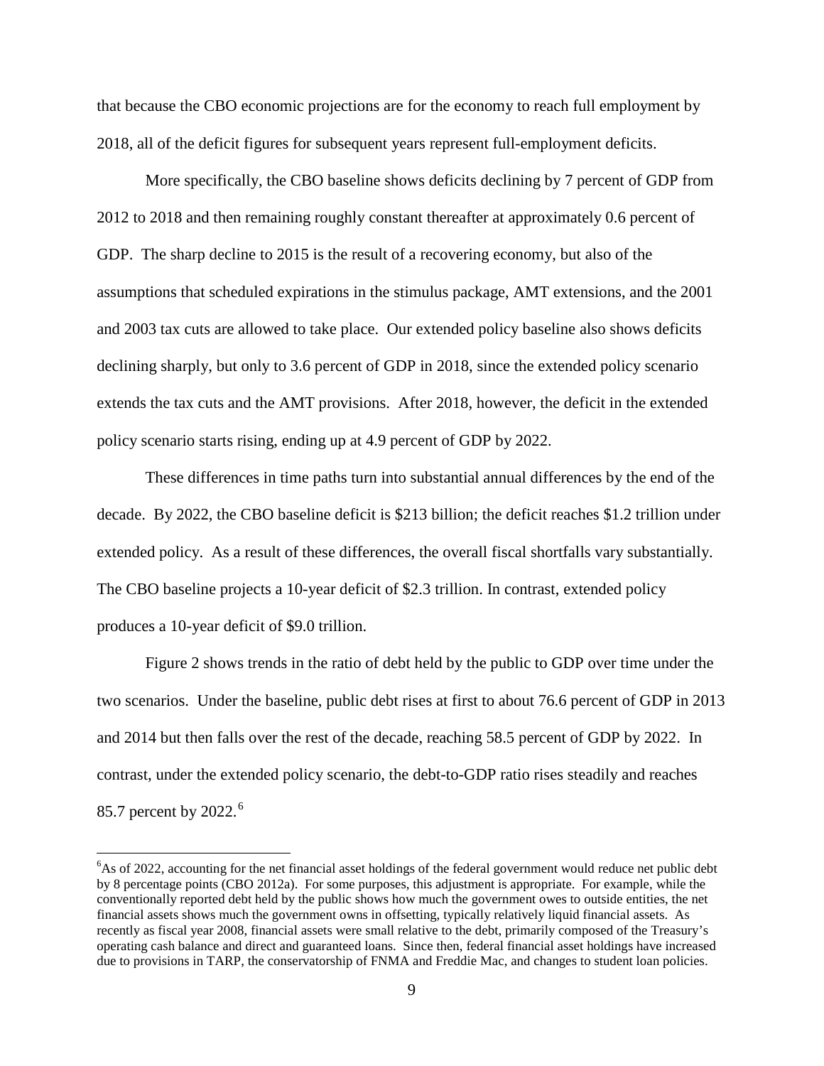that because the CBO economic projections are for the economy to reach full employment by 2018, all of the deficit figures for subsequent years represent full-employment deficits.

More specifically, the CBO baseline shows deficits declining by 7 percent of GDP from 2012 to 2018 and then remaining roughly constant thereafter at approximately 0.6 percent of GDP. The sharp decline to 2015 is the result of a recovering economy, but also of the assumptions that scheduled expirations in the stimulus package, AMT extensions, and the 2001 and 2003 tax cuts are allowed to take place. Our extended policy baseline also shows deficits declining sharply, but only to 3.6 percent of GDP in 2018, since the extended policy scenario extends the tax cuts and the AMT provisions. After 2018, however, the deficit in the extended policy scenario starts rising, ending up at 4.9 percent of GDP by 2022.

These differences in time paths turn into substantial annual differences by the end of the decade. By 2022, the CBO baseline deficit is \$213 billion; the deficit reaches \$1.2 trillion under extended policy. As a result of these differences, the overall fiscal shortfalls vary substantially. The CBO baseline projects a 10-year deficit of \$2.3 trillion. In contrast, extended policy produces a 10-year deficit of \$9.0 trillion.

Figure 2 shows trends in the ratio of debt held by the public to GDP over time under the two scenarios. Under the baseline, public debt rises at first to about 76.6 percent of GDP in 2013 and 2014 but then falls over the rest of the decade, reaching 58.5 percent of GDP by 2022. In contrast, under the extended policy scenario, the debt-to-GDP ratio rises steadily and reaches 85.7 percent by 2022.[6]

[6]As of 2022, accounting for the net financial asset holdings of the federal government would reduce net public debt by 8 percentage points (CBO 2012a). For some purposes, this adjustment is appropriate. For example, while the conventionally reported debt held by the public shows how much the government owes to outside entities, the net financial assets shows much the government owns in offsetting, typically relatively liquid financial assets. As recently as fiscal year 2008, financial assets were small relative to the debt, primarily composed of the Treasury's operating cash balance and direct and guaranteed loans. Since then, federal financial asset holdings have increased due to provisions in TARP, the conservatorship of FNMA and Freddie Mac, and changes to student loan policies.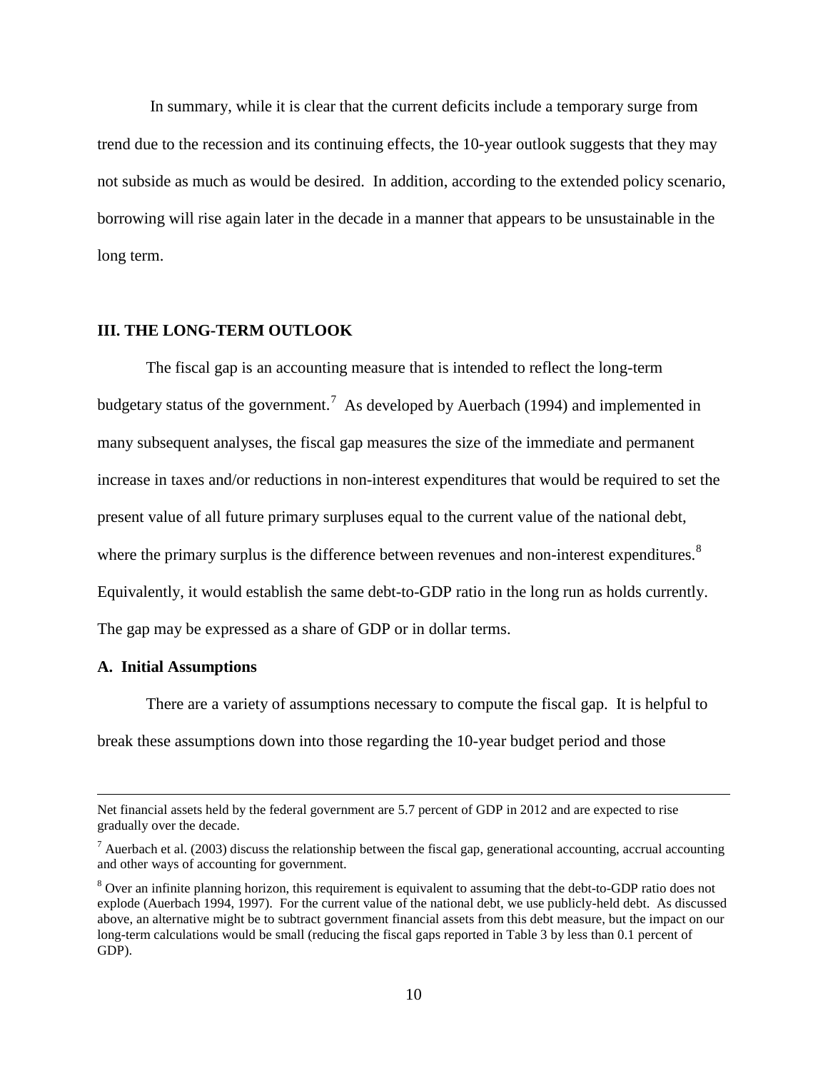In summary, while it is clear that the current deficits include a temporary surge from trend due to the recession and its continuing effects, the 10-year outlook suggests that they may not subside as much as would be desired. In addition, according to the extended policy scenario, borrowing will rise again later in the decade in a manner that appears to be unsustainable in the long term.

## III. THE LONG-TERM OUTLOOK

The fiscal gap is an accounting measure that is intended to reflect the long-term budgetary status of the government.[7] As developed by Auerbach (1994) and implemented in many subsequent analyses, the fiscal gap measures the size of the immediate and permanent increase in taxes and/or reductions in non-interest expenditures that would be required to set the present value of all future primary surpluses equal to the current value of the national debt, where the primary surplus is the difference between revenues and non-interest expenditures.[8] Equivalently, it would establish the same debt-to-GDP ratio in the long run as holds currently. The gap may be expressed as a share of GDP or in dollar terms.

### A. Initial Assumptions

There are a variety of assumptions necessary to compute the fiscal gap. It is helpful to break these assumptions down into those regarding the 10-year budget period and those

---

Net financial assets held by the federal government are 5.7 percent of GDP in 2012 and are expected to rise gradually over the decade.

[7] Auerbach et al. (2003) discuss the relationship between the fiscal gap, generational accounting, accrual accounting and other ways of accounting for government.

[8] Over an infinite planning horizon, this requirement is equivalent to assuming that the debt-to-GDP ratio does not explode (Auerbach 1994, 1997). For the current value of the national debt, we use publicly-held debt. As discussed above, an alternative might be to subtract government financial assets from this debt measure, but the impact on our long-term calculations would be small (reducing the fiscal gaps reported in Table 3 by less than 0.1 percent of GDP).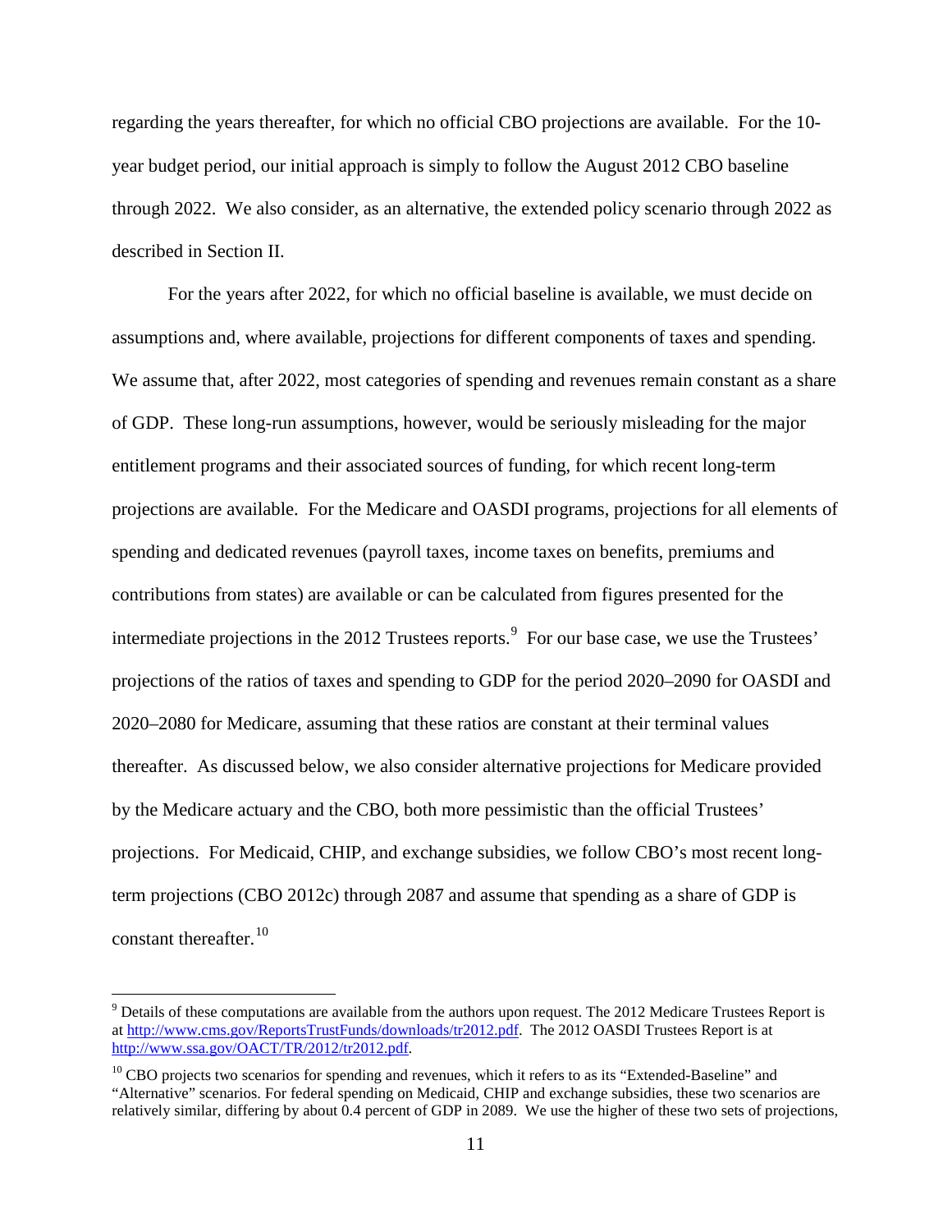regarding the years thereafter, for which no official CBO projections are available. For the 10-year budget period, our initial approach is simply to follow the August 2012 CBO baseline through 2022. We also consider, as an alternative, the extended policy scenario through 2022 as described in Section II.

For the years after 2022, for which no official baseline is available, we must decide on assumptions and, where available, projections for different components of taxes and spending. We assume that, after 2022, most categories of spending and revenues remain constant as a share of GDP. These long-run assumptions, however, would be seriously misleading for the major entitlement programs and their associated sources of funding, for which recent long-term projections are available. For the Medicare and OASDI programs, projections for all elements of spending and dedicated revenues (payroll taxes, income taxes on benefits, premiums and contributions from states) are available or can be calculated from figures presented for the intermediate projections in the 2012 Trustees reports.[9] For our base case, we use the Trustees' projections of the ratios of taxes and spending to GDP for the period 2020–2090 for OASDI and 2020–2080 for Medicare, assuming that these ratios are constant at their terminal values thereafter. As discussed below, we also consider alternative projections for Medicare provided by the Medicare actuary and the CBO, both more pessimistic than the official Trustees' projections. For Medicaid, CHIP, and exchange subsidies, we follow CBO's most recent long-term projections (CBO 2012c) through 2087 and assume that spending as a share of GDP is constant thereafter.[10]

---

[9] Details of these computations are available from the authors upon request. The 2012 Medicare Trustees Report is at http://www.cms.gov/ReportsTrustFunds/downloads/tr2012.pdf. The 2012 OASDI Trustees Report is at http://www.ssa.gov/OACT/TR/2012/tr2012.pdf.

[10] CBO projects two scenarios for spending and revenues, which it refers to as its "Extended-Baseline" and "Alternative" scenarios. For federal spending on Medicaid, CHIP and exchange subsidies, these two scenarios are relatively similar, differing by about 0.4 percent of GDP in 2089. We use the higher of these two sets of projections,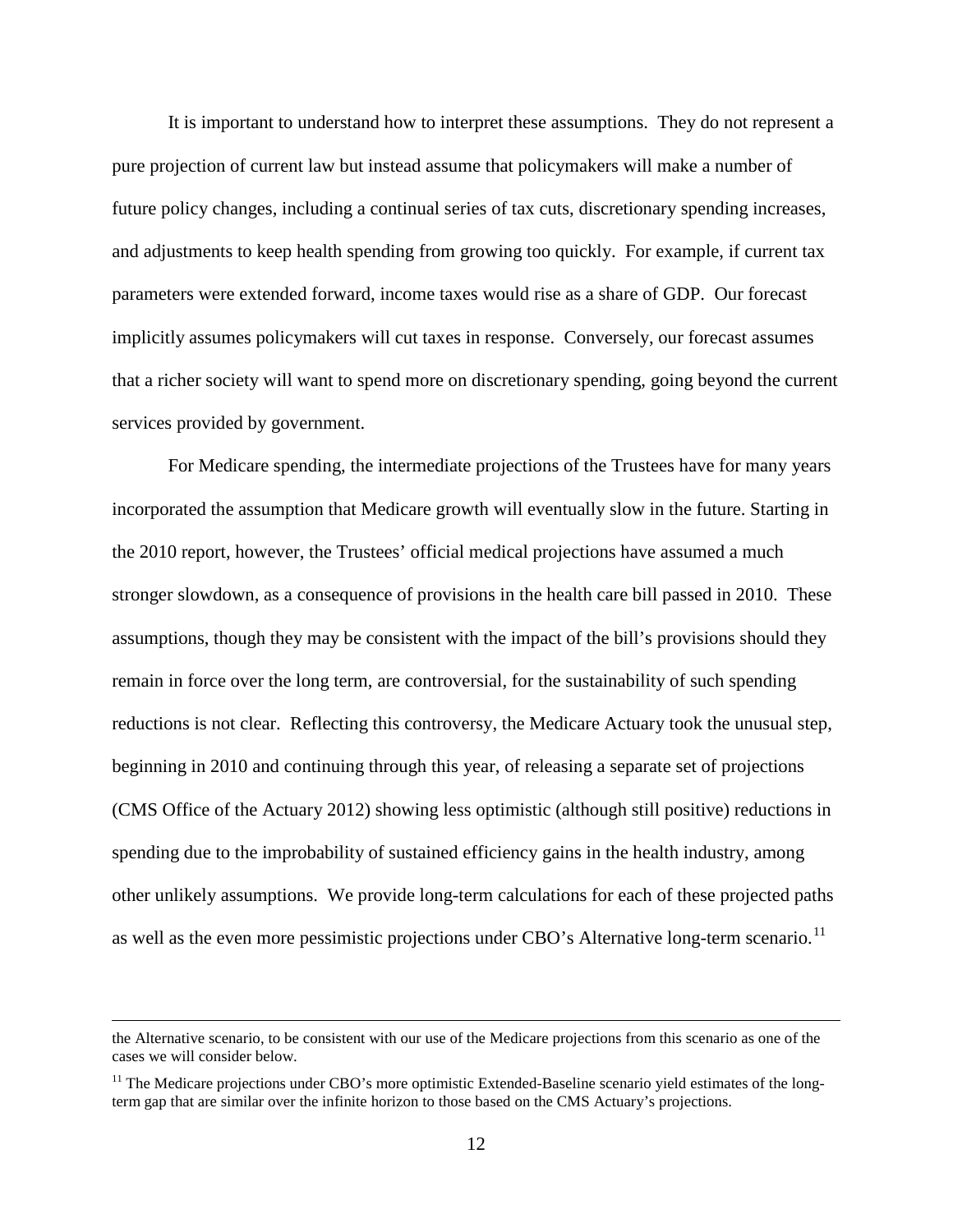It is important to understand how to interpret these assumptions. They do not represent a pure projection of current law but instead assume that policymakers will make a number of future policy changes, including a continual series of tax cuts, discretionary spending increases, and adjustments to keep health spending from growing too quickly. For example, if current tax parameters were extended forward, income taxes would rise as a share of GDP. Our forecast implicitly assumes policymakers will cut taxes in response. Conversely, our forecast assumes that a richer society will want to spend more on discretionary spending, going beyond the current services provided by government.

For Medicare spending, the intermediate projections of the Trustees have for many years incorporated the assumption that Medicare growth will eventually slow in the future. Starting in the 2010 report, however, the Trustees' official medical projections have assumed a much stronger slowdown, as a consequence of provisions in the health care bill passed in 2010. These assumptions, though they may be consistent with the impact of the bill's provisions should they remain in force over the long term, are controversial, for the sustainability of such spending reductions is not clear. Reflecting this controversy, the Medicare Actuary took the unusual step, beginning in 2010 and continuing through this year, of releasing a separate set of projections (CMS Office of the Actuary 2012) showing less optimistic (although still positive) reductions in spending due to the improbability of sustained efficiency gains in the health industry, among other unlikely assumptions. We provide long-term calculations for each of these projected paths as well as the even more pessimistic projections under CBO's Alternative long-term scenario.[11]

---

the Alternative scenario, to be consistent with our use of the Medicare projections from this scenario as one of the cases we will consider below.

[11] The Medicare projections under CBO's more optimistic Extended-Baseline scenario yield estimates of the long-term gap that are similar over the infinite horizon to those based on the CMS Actuary's projections.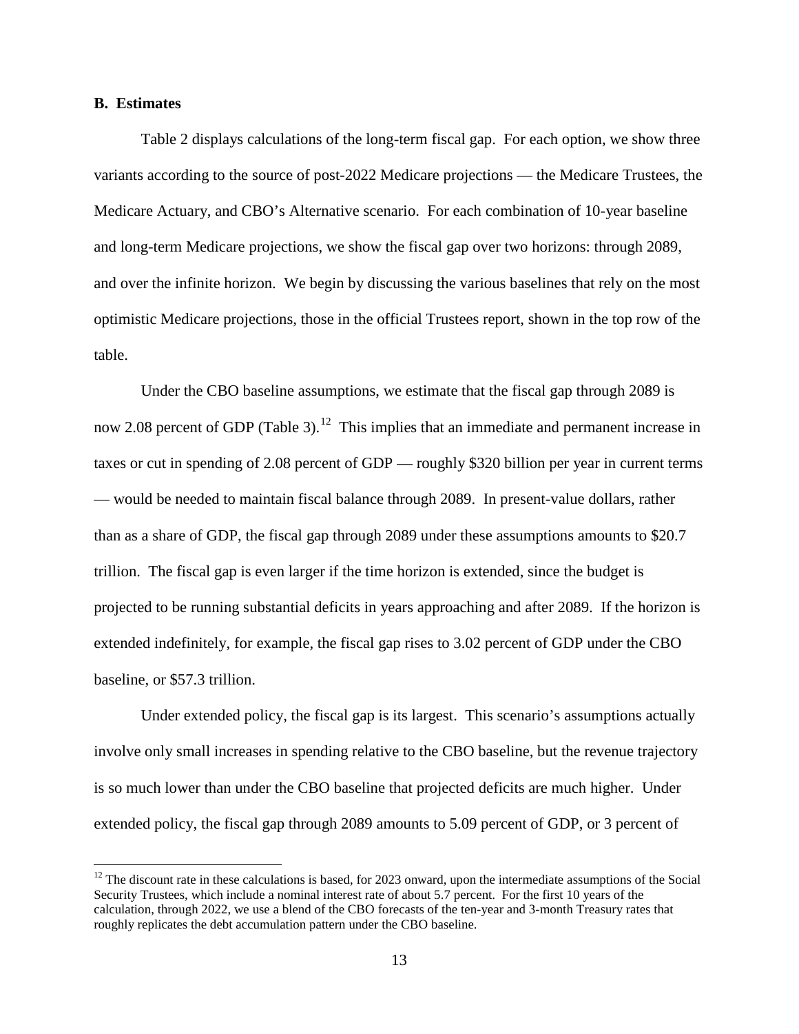### B. Estimates

Table 2 displays calculations of the long-term fiscal gap. For each option, we show three variants according to the source of post-2022 Medicare projections — the Medicare Trustees, the Medicare Actuary, and CBO's Alternative scenario. For each combination of 10-year baseline and long-term Medicare projections, we show the fiscal gap over two horizons: through 2089, and over the infinite horizon. We begin by discussing the various baselines that rely on the most optimistic Medicare projections, those in the official Trustees report, shown in the top row of the table.

Under the CBO baseline assumptions, we estimate that the fiscal gap through 2089 is now 2.08 percent of GDP (Table 3).[12] This implies that an immediate and permanent increase in taxes or cut in spending of 2.08 percent of GDP — roughly \$320 billion per year in current terms — would be needed to maintain fiscal balance through 2089. In present-value dollars, rather than as a share of GDP, the fiscal gap through 2089 under these assumptions amounts to \$20.7 trillion. The fiscal gap is even larger if the time horizon is extended, since the budget is projected to be running substantial deficits in years approaching and after 2089. If the horizon is extended indefinitely, for example, the fiscal gap rises to 3.02 percent of GDP under the CBO baseline, or \$57.3 trillion.

Under extended policy, the fiscal gap is its largest. This scenario's assumptions actually involve only small increases in spending relative to the CBO baseline, but the revenue trajectory is so much lower than under the CBO baseline that projected deficits are much higher. Under extended policy, the fiscal gap through 2089 amounts to 5.09 percent of GDP, or 3 percent of

[12] The discount rate in these calculations is based, for 2023 onward, upon the intermediate assumptions of the Social Security Trustees, which include a nominal interest rate of about 5.7 percent. For the first 10 years of the calculation, through 2022, we use a blend of the CBO forecasts of the ten-year and 3-month Treasury rates that roughly replicates the debt accumulation pattern under the CBO baseline.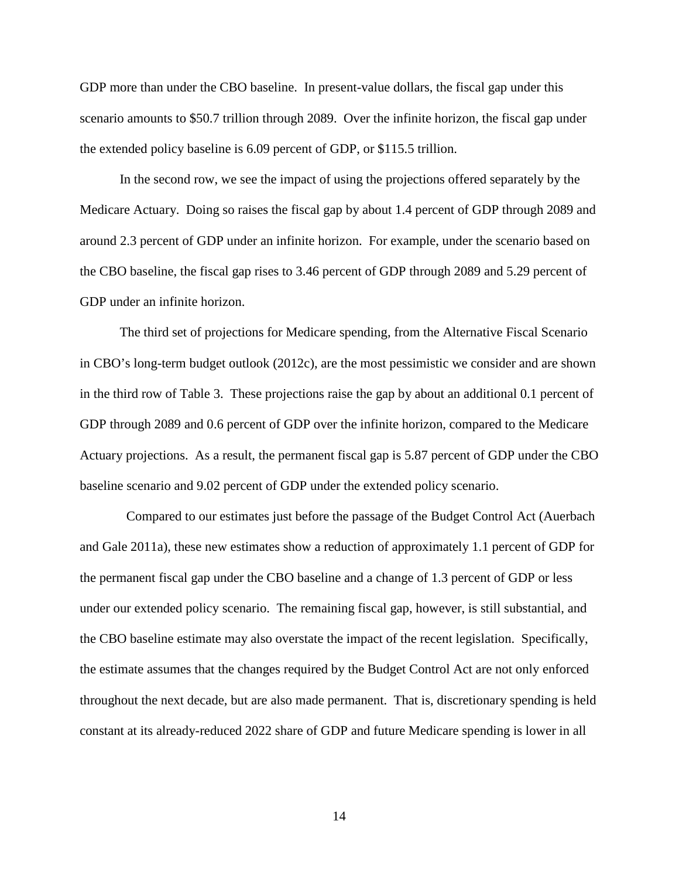GDP more than under the CBO baseline. In present-value dollars, the fiscal gap under this scenario amounts to $50.7 trillion through 2089. Over the infinite horizon, the fiscal gap under the extended policy baseline is 6.09 percent of GDP, or $115.5 trillion.

In the second row, we see the impact of using the projections offered separately by the Medicare Actuary. Doing so raises the fiscal gap by about 1.4 percent of GDP through 2089 and around 2.3 percent of GDP under an infinite horizon. For example, under the scenario based on the CBO baseline, the fiscal gap rises to 3.46 percent of GDP through 2089 and 5.29 percent of GDP under an infinite horizon.

The third set of projections for Medicare spending, from the Alternative Fiscal Scenario in CBO's long-term budget outlook (2012c), are the most pessimistic we consider and are shown in the third row of Table 3. These projections raise the gap by about an additional 0.1 percent of GDP through 2089 and 0.6 percent of GDP over the infinite horizon, compared to the Medicare Actuary projections. As a result, the permanent fiscal gap is 5.87 percent of GDP under the CBO baseline scenario and 9.02 percent of GDP under the extended policy scenario.

Compared to our estimates just before the passage of the Budget Control Act (Auerbach and Gale 2011a), these new estimates show a reduction of approximately 1.1 percent of GDP for the permanent fiscal gap under the CBO baseline and a change of 1.3 percent of GDP or less under our extended policy scenario. The remaining fiscal gap, however, is still substantial, and the CBO baseline estimate may also overstate the impact of the recent legislation. Specifically, the estimate assumes that the changes required by the Budget Control Act are not only enforced throughout the next decade, but are also made permanent. That is, discretionary spending is held constant at its already-reduced 2022 share of GDP and future Medicare spending is lower in all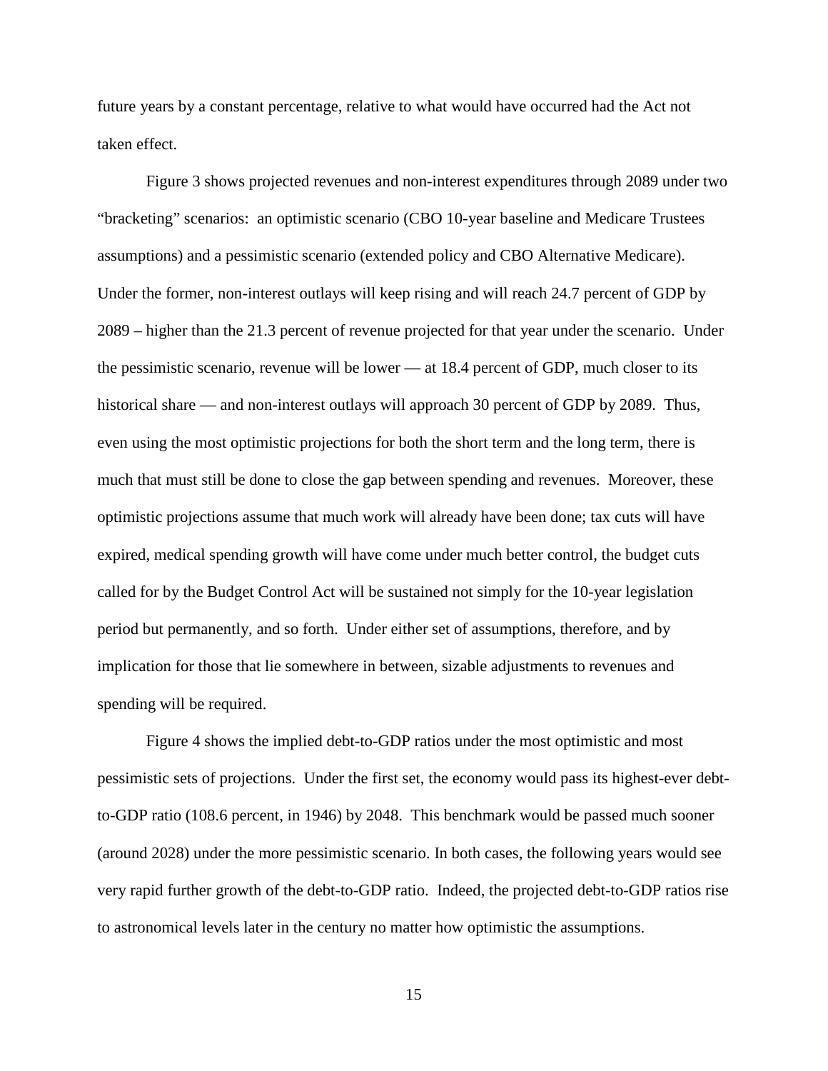future years by a constant percentage, relative to what would have occurred had the Act not taken effect.

Figure 3 shows projected revenues and non-interest expenditures through 2089 under two "bracketing" scenarios: an optimistic scenario (CBO 10-year baseline and Medicare Trustees assumptions) and a pessimistic scenario (extended policy and CBO Alternative Medicare). Under the former, non-interest outlays will keep rising and will reach 24.7 percent of GDP by 2089 – higher than the 21.3 percent of revenue projected for that year under the scenario. Under the pessimistic scenario, revenue will be lower — at 18.4 percent of GDP, much closer to its historical share — and non-interest outlays will approach 30 percent of GDP by 2089. Thus, even using the most optimistic projections for both the short term and the long term, there is much that must still be done to close the gap between spending and revenues. Moreover, these optimistic projections assume that much work will already have been done; tax cuts will have expired, medical spending growth will have come under much better control, the budget cuts called for by the Budget Control Act will be sustained not simply for the 10-year legislation period but permanently, and so forth. Under either set of assumptions, therefore, and by implication for those that lie somewhere in between, sizable adjustments to revenues and spending will be required.

Figure 4 shows the implied debt-to-GDP ratios under the most optimistic and most pessimistic sets of projections. Under the first set, the economy would pass its highest-ever debt-to-GDP ratio (108.6 percent, in 1946) by 2048. This benchmark would be passed much sooner (around 2028) under the more pessimistic scenario. In both cases, the following years would see very rapid further growth of the debt-to-GDP ratio. Indeed, the projected debt-to-GDP ratios rise to astronomical levels later in the century no matter how optimistic the assumptions.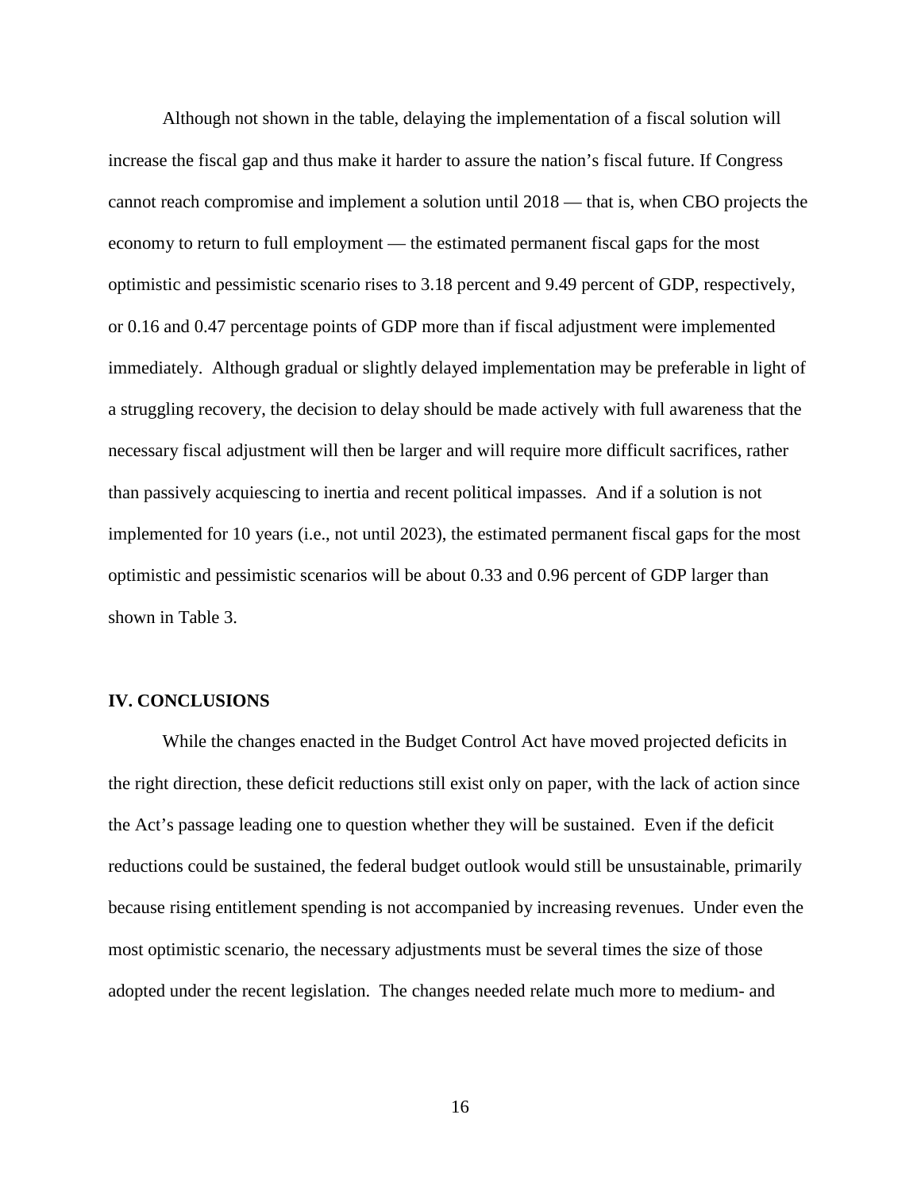Although not shown in the table, delaying the implementation of a fiscal solution will increase the fiscal gap and thus make it harder to assure the nation's fiscal future. If Congress cannot reach compromise and implement a solution until 2018 — that is, when CBO projects the economy to return to full employment — the estimated permanent fiscal gaps for the most optimistic and pessimistic scenario rises to 3.18 percent and 9.49 percent of GDP, respectively, or 0.16 and 0.47 percentage points of GDP more than if fiscal adjustment were implemented immediately. Although gradual or slightly delayed implementation may be preferable in light of a struggling recovery, the decision to delay should be made actively with full awareness that the necessary fiscal adjustment will then be larger and will require more difficult sacrifices, rather than passively acquiescing to inertia and recent political impasses. And if a solution is not implemented for 10 years (i.e., not until 2023), the estimated permanent fiscal gaps for the most optimistic and pessimistic scenarios will be about 0.33 and 0.96 percent of GDP larger than shown in Table 3.

## IV. CONCLUSIONS

While the changes enacted in the Budget Control Act have moved projected deficits in the right direction, these deficit reductions still exist only on paper, with the lack of action since the Act's passage leading one to question whether they will be sustained. Even if the deficit reductions could be sustained, the federal budget outlook would still be unsustainable, primarily because rising entitlement spending is not accompanied by increasing revenues. Under even the most optimistic scenario, the necessary adjustments must be several times the size of those adopted under the recent legislation. The changes needed relate much more to medium- and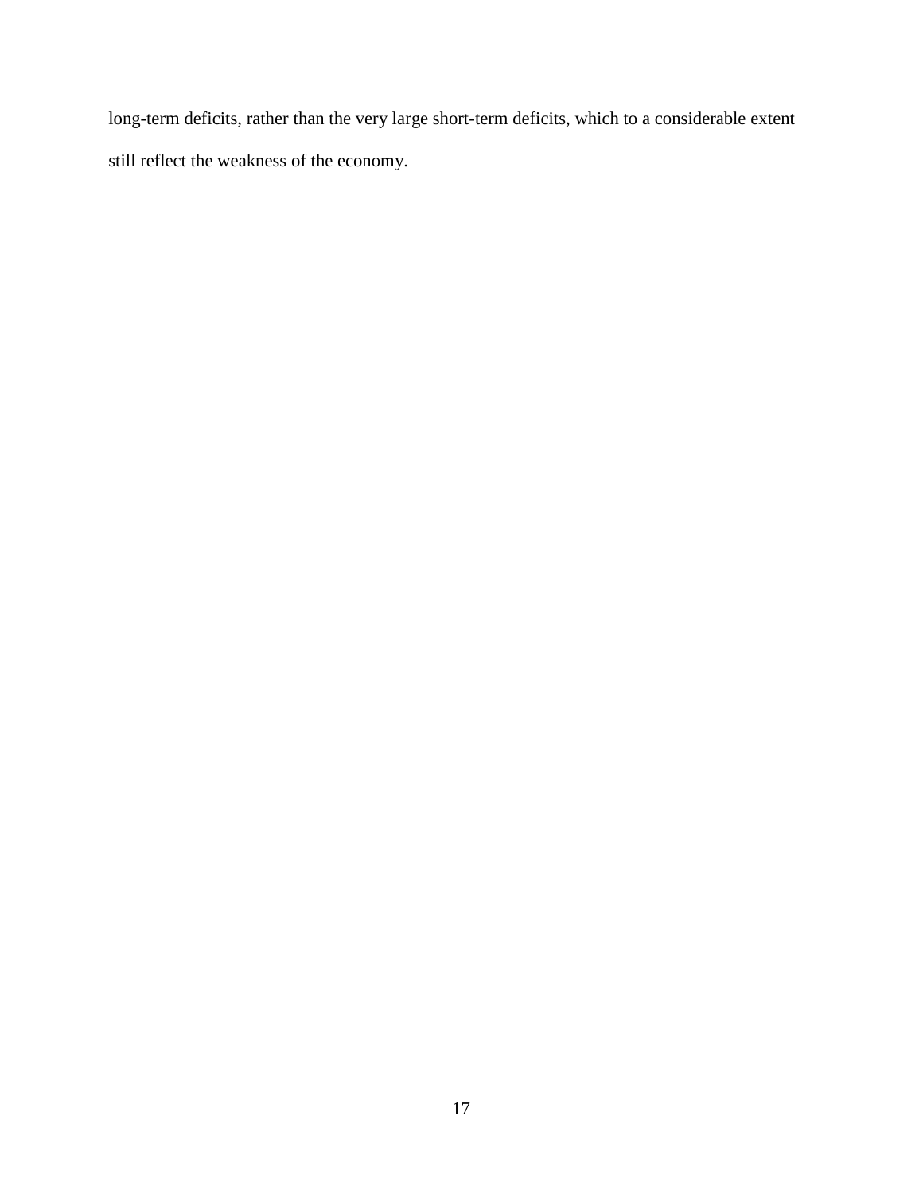long-term deficits, rather than the very large short-term deficits, which to a considerable extent still reflect the weakness of the economy.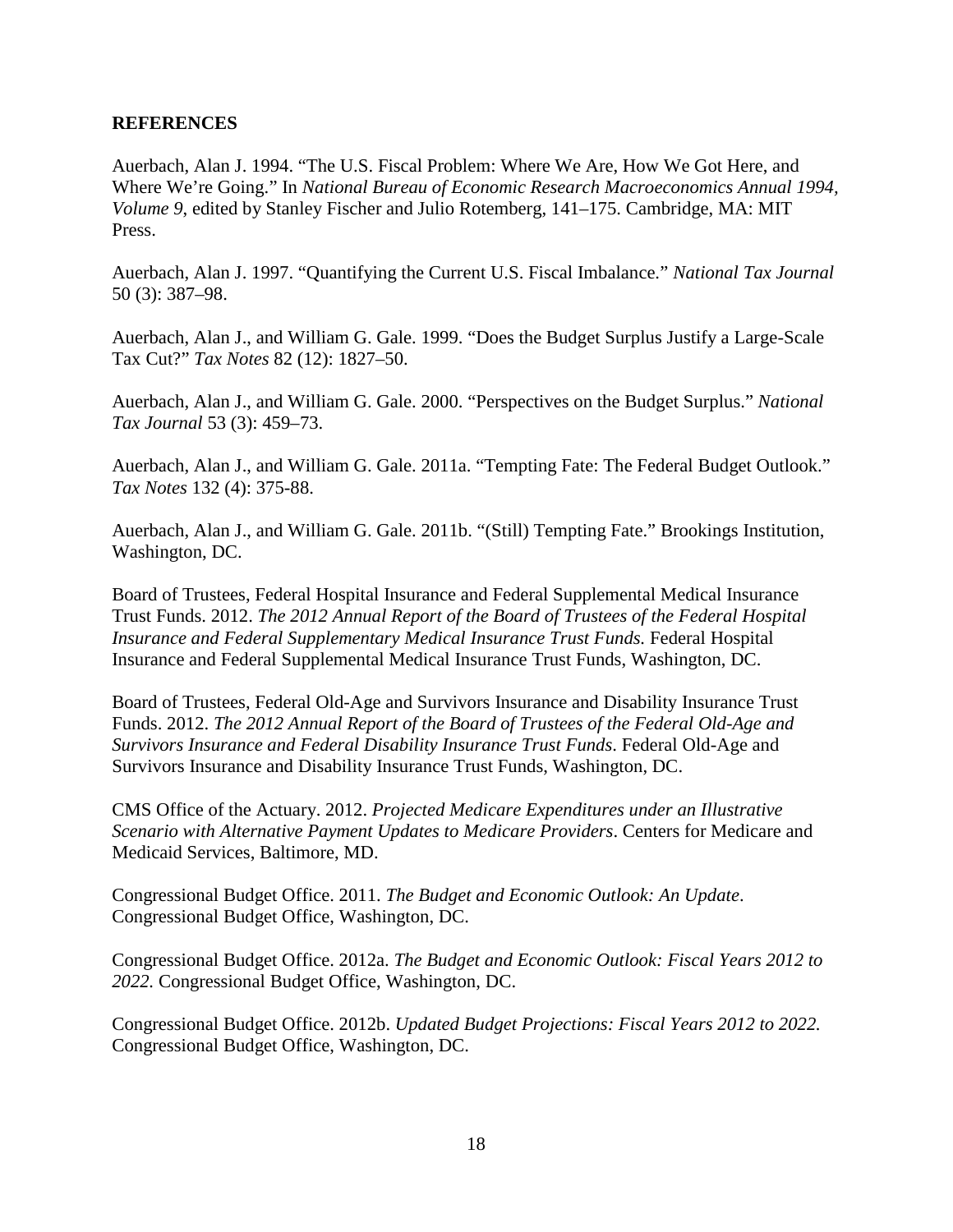## REFERENCES

Auerbach, Alan J. 1994. "The U.S. Fiscal Problem: Where We Are, How We Got Here, and Where We're Going." In *National Bureau of Economic Research Macroeconomics Annual 1994, Volume 9*, edited by Stanley Fischer and Julio Rotemberg, 141–175. Cambridge, MA: MIT Press.

Auerbach, Alan J. 1997. "Quantifying the Current U.S. Fiscal Imbalance." *National Tax Journal* 50 (3): 387–98.

Auerbach, Alan J., and William G. Gale. 1999. "Does the Budget Surplus Justify a Large-Scale Tax Cut?" *Tax Notes* 82 (12): 1827–50.

Auerbach, Alan J., and William G. Gale. 2000. "Perspectives on the Budget Surplus." *National Tax Journal* 53 (3): 459–73.

Auerbach, Alan J., and William G. Gale. 2011a. "Tempting Fate: The Federal Budget Outlook." *Tax Notes* 132 (4): 375-88.

Auerbach, Alan J., and William G. Gale. 2011b. "(Still) Tempting Fate." Brookings Institution, Washington, DC.

Board of Trustees, Federal Hospital Insurance and Federal Supplemental Medical Insurance Trust Funds. 2012. *The 2012 Annual Report of the Board of Trustees of the Federal Hospital Insurance and Federal Supplementary Medical Insurance Trust Funds.* Federal Hospital Insurance and Federal Supplemental Medical Insurance Trust Funds, Washington, DC.

Board of Trustees, Federal Old-Age and Survivors Insurance and Disability Insurance Trust Funds. 2012. *The 2012 Annual Report of the Board of Trustees of the Federal Old-Age and Survivors Insurance and Federal Disability Insurance Trust Funds*. Federal Old-Age and Survivors Insurance and Disability Insurance Trust Funds, Washington, DC.

CMS Office of the Actuary. 2012. *Projected Medicare Expenditures under an Illustrative Scenario with Alternative Payment Updates to Medicare Providers*. Centers for Medicare and Medicaid Services, Baltimore, MD.

Congressional Budget Office. 2011. *The Budget and Economic Outlook: An Update*. Congressional Budget Office, Washington, DC.

Congressional Budget Office. 2012a. *The Budget and Economic Outlook: Fiscal Years 2012 to 2022.* Congressional Budget Office, Washington, DC.

Congressional Budget Office. 2012b. *Updated Budget Projections: Fiscal Years 2012 to 2022.* Congressional Budget Office, Washington, DC.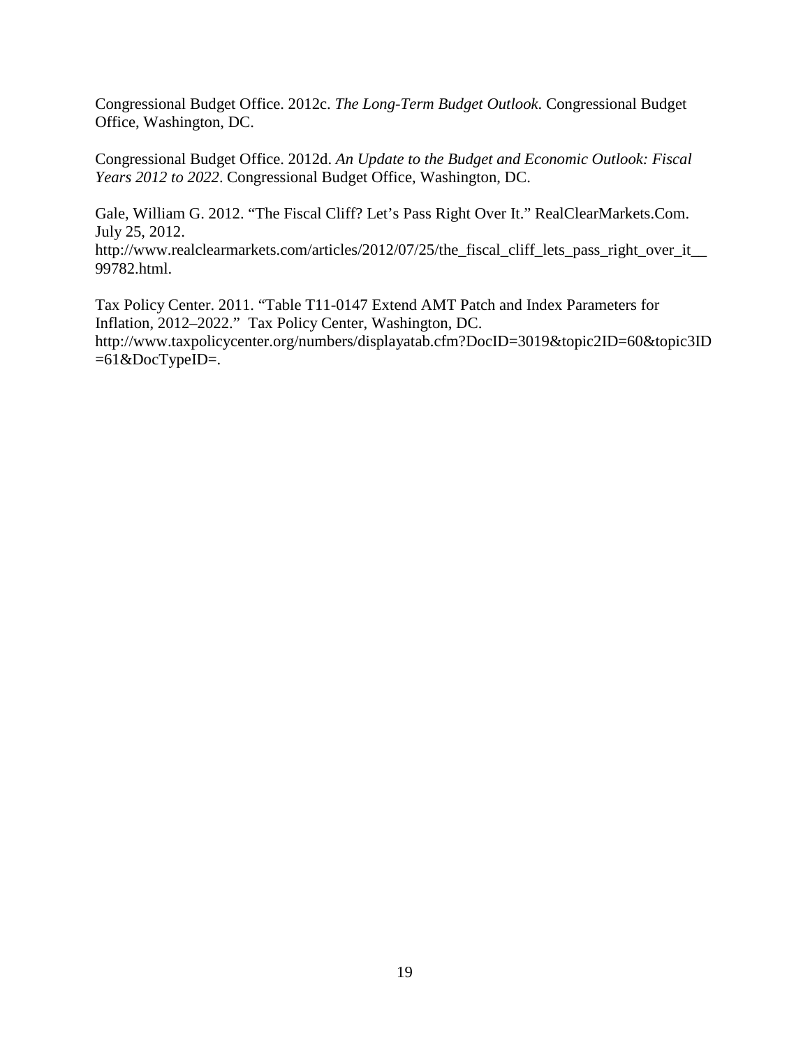Congressional Budget Office. 2012c. *The Long-Term Budget Outlook*. Congressional Budget Office, Washington, DC.

Congressional Budget Office. 2012d. *An Update to the Budget and Economic Outlook: Fiscal Years 2012 to 2022*. Congressional Budget Office, Washington, DC.

Gale, William G. 2012. "The Fiscal Cliff? Let's Pass Right Over It." RealClearMarkets.Com. July 25, 2012. http://www.realclearmarkets.com/articles/2012/07/25/the_fiscal_cliff_lets_pass_right_over_it__99782.html.

Tax Policy Center. 2011. "Table T11-0147 Extend AMT Patch and Index Parameters for Inflation, 2012–2022." Tax Policy Center, Washington, DC. http://www.taxpolicycenter.org/numbers/displayatab.cfm?DocID=3019&topic2ID=60&topic3ID=61&DocTypeID=.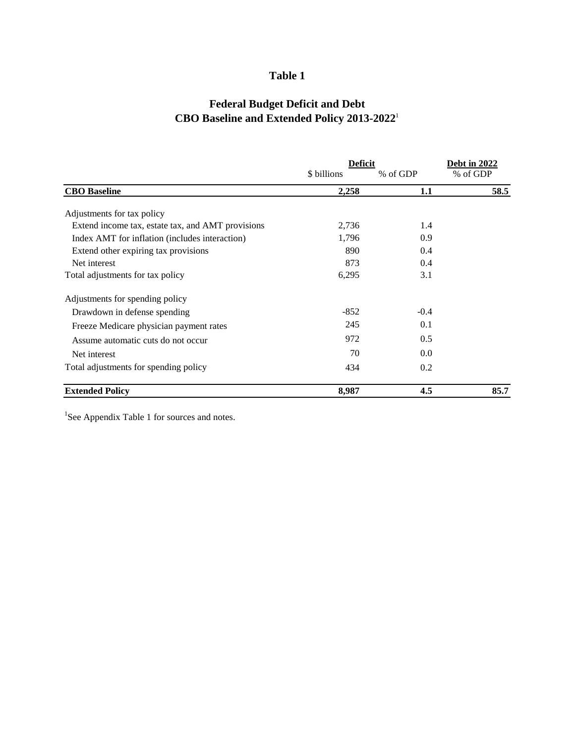# Table 1

## Federal Budget Deficit and Debt
## CBO Baseline and Extended Policy 2013-2022[1]

| | Deficit | | Debt in 2022 |
|---|---|---|---|
| | $ billions | % of GDP | % of GDP |
| **CBO Baseline** | **2,258** | **1.1** | **58.5** |
| Adjustments for tax policy | | | |
| Extend income tax, estate tax, and AMT provisions | 2,736 | 1.4 | |
| Index AMT for inflation (includes interaction) | 1,796 | 0.9 | |
| Extend other expiring tax provisions | 890 | 0.4 | |
| Net interest | 873 | 0.4 | |
| Total adjustments for tax policy | 6,295 | 3.1 | |
| Adjustments for spending policy | | | |
| Drawdown in defense spending | -852 | -0.4 | |
| Freeze Medicare physician payment rates | 245 | 0.1 | |
| Assume automatic cuts do not occur | 972 | 0.5 | |
| Net interest | 70 | 0.0 | |
| Total adjustments for spending policy | 434 | 0.2 | |
| **Extended Policy** | **8,987** | **4.5** | **85.7** |

[1]See Appendix Table 1 for sources and notes.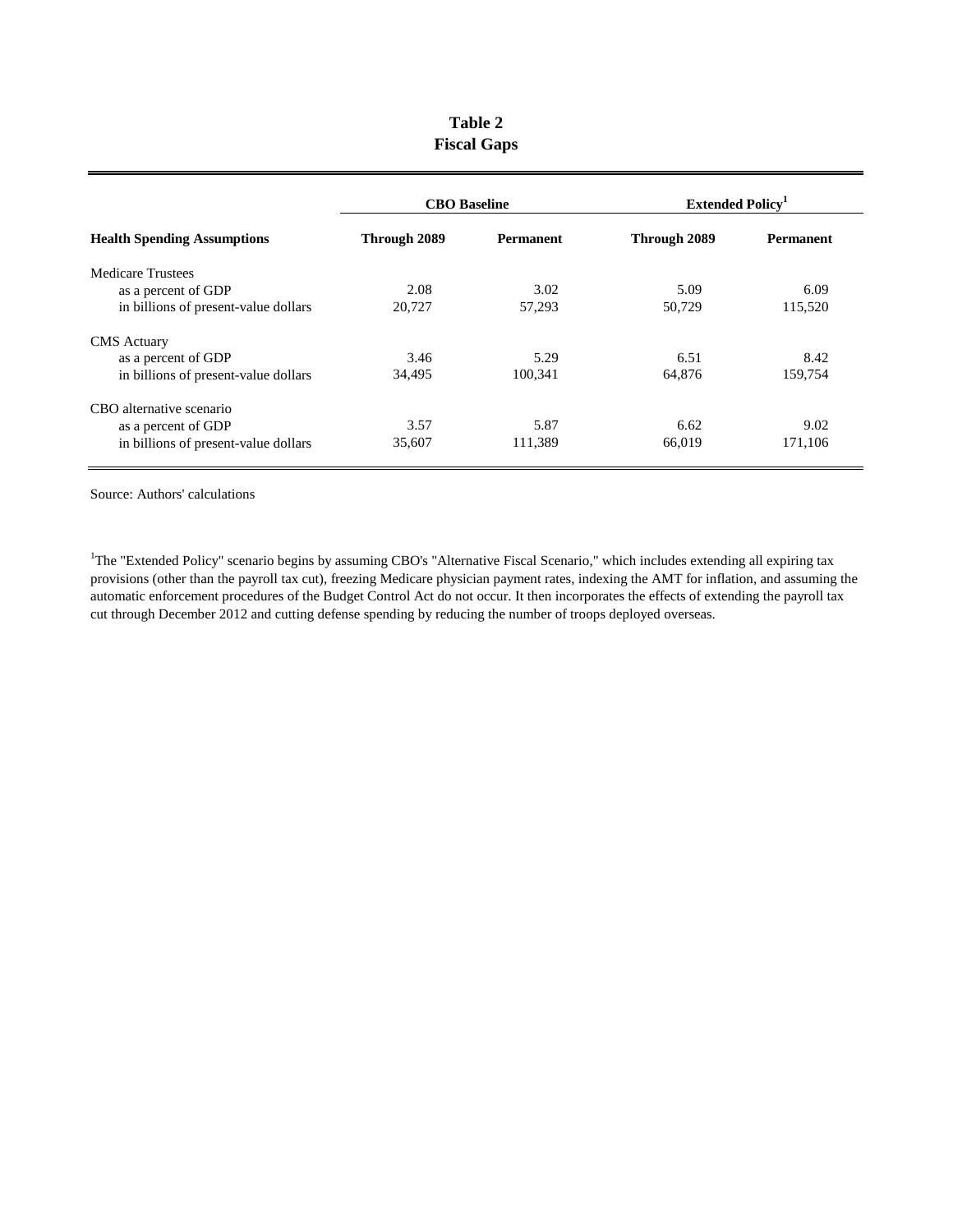**Table 2**
**Fiscal Gaps**

| | CBO Baseline | | Extended Policy[1] | |
|---|---|---|---|---|
| **Health Spending Assumptions** | **Through 2089** | **Permanent** | **Through 2089** | **Permanent** |
| Medicare Trustees | | | | |
| as a percent of GDP | 2.08 | 3.02 | 5.09 | 6.09 |
| in billions of present-value dollars | 20,727 | 57,293 | 50,729 | 115,520 |
| CMS Actuary | | | | |
| as a percent of GDP | 3.46 | 5.29 | 6.51 | 8.42 |
| in billions of present-value dollars | 34,495 | 100,341 | 64,876 | 159,754 |
| CBO alternative scenario | | | | |
| as a percent of GDP | 3.57 | 5.87 | 6.62 | 9.02 |
| in billions of present-value dollars | 35,607 | 111,389 | 66,019 | 171,106 |

Source: Authors' calculations

[1]The "Extended Policy" scenario begins by assuming CBO's "Alternative Fiscal Scenario," which includes extending all expiring tax provisions (other than the payroll tax cut), freezing Medicare physician payment rates, indexing the AMT for inflation, and assuming the automatic enforcement procedures of the Budget Control Act do not occur. It then incorporates the effects of extending the payroll tax cut through December 2012 and cutting defense spending by reducing the number of troops deployed overseas.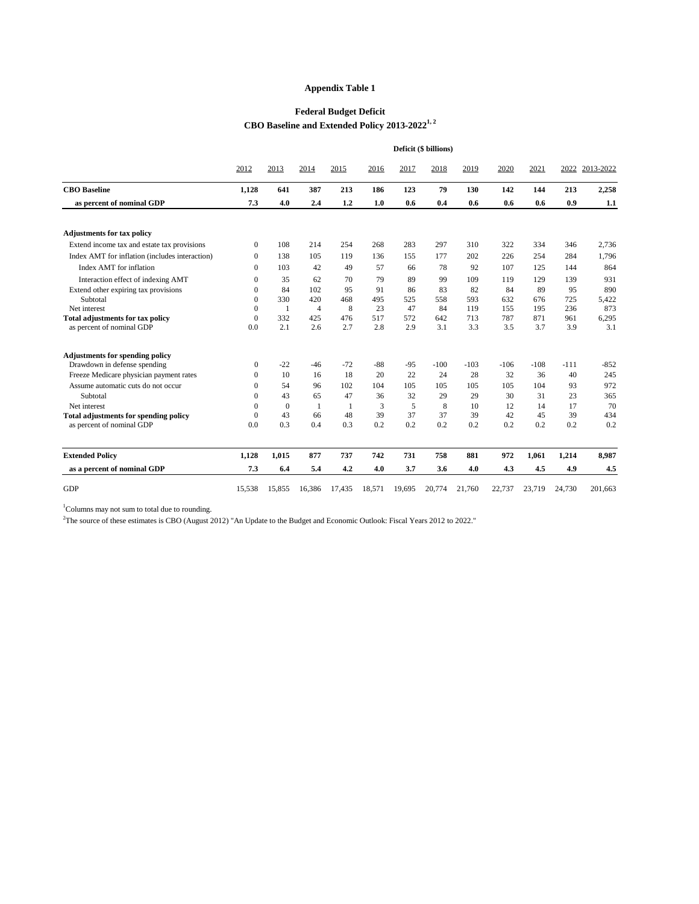**Appendix Table 1**

**Federal Budget Deficit**
**CBO Baseline and Extended Policy 2013-2022**[1, 2]

| | Deficit ($ billions) | | | | | | | | | | | |
|---|---|---|---|---|---|---|---|---|---|---|---|---|
| | 2012 | 2013 | 2014 | 2015 | 2016 | 2017 | 2018 | 2019 | 2020 | 2021 | 2022 | 2013-2022 |
| **CBO Baseline** | **1,128** | **641** | **387** | **213** | **186** | **123** | **79** | **130** | **142** | **144** | **213** | **2,258** |
| **as percent of nominal GDP** | **7.3** | **4.0** | **2.4** | **1.2** | **1.0** | **0.6** | **0.4** | **0.6** | **0.6** | **0.6** | **0.9** | **1.1** |
| **Adjustments for tax policy** | | | | | | | | | | | | |
| Extend income tax and estate tax provisions | 0 | 108 | 214 | 254 | 268 | 283 | 297 | 310 | 322 | 334 | 346 | 2,736 |
| Index AMT for inflation (includes interaction) | 0 | 138 | 105 | 119 | 136 | 155 | 177 | 202 | 226 | 254 | 284 | 1,796 |
| Index AMT for inflation | 0 | 103 | 42 | 49 | 57 | 66 | 78 | 92 | 107 | 125 | 144 | 864 |
| Interaction effect of indexing AMT | 0 | 35 | 62 | 70 | 79 | 89 | 99 | 109 | 119 | 129 | 139 | 931 |
| Extend other expiring tax provisions | 0 | 84 | 102 | 95 | 91 | 86 | 83 | 82 | 84 | 89 | 95 | 890 |
| Subtotal | 0 | 330 | 420 | 468 | 495 | 525 | 558 | 593 | 632 | 676 | 725 | 5,422 |
| Net interest | 0 | 1 | 4 | 8 | 23 | 47 | 84 | 119 | 155 | 195 | 236 | 873 |
| **Total adjustments for tax policy** | 0 | 332 | 425 | 476 | 517 | 572 | 642 | 713 | 787 | 871 | 961 | 6,295 |
| as percent of nominal GDP | 0.0 | 2.1 | 2.6 | 2.7 | 2.8 | 2.9 | 3.1 | 3.3 | 3.5 | 3.7 | 3.9 | 3.1 |
| **Adjustments for spending policy** | | | | | | | | | | | | |
| Drawdown in defense spending | 0 | -22 | -46 | -72 | -88 | -95 | -100 | -103 | -106 | -108 | -111 | -852 |
| Freeze Medicare physician payment rates | 0 | 10 | 16 | 18 | 20 | 22 | 24 | 28 | 32 | 36 | 40 | 245 |
| Assume automatic cuts do not occur | 0 | 54 | 96 | 102 | 104 | 105 | 105 | 105 | 105 | 104 | 93 | 972 |
| Subtotal | 0 | 43 | 65 | 47 | 36 | 32 | 29 | 29 | 30 | 31 | 23 | 365 |
| Net interest | 0 | 0 | 1 | 1 | 3 | 5 | 8 | 10 | 12 | 14 | 17 | 70 |
| **Total adjustments for spending policy** | 0 | 43 | 66 | 48 | 39 | 37 | 37 | 39 | 42 | 45 | 39 | 434 |
| as percent of nominal GDP | 0.0 | 0.3 | 0.4 | 0.3 | 0.2 | 0.2 | 0.2 | 0.2 | 0.2 | 0.2 | 0.2 | 0.2 |
| **Extended Policy** | **1,128** | **1,015** | **877** | **737** | **742** | **731** | **758** | **881** | **972** | **1,061** | **1,214** | **8,987** |
| **as a percent of nominal GDP** | **7.3** | **6.4** | **5.4** | **4.2** | **4.0** | **3.7** | **3.6** | **4.0** | **4.3** | **4.5** | **4.9** | **4.5** |
| GDP | 15,538 | 15,855 | 16,386 | 17,435 | 18,571 | 19,695 | 20,774 | 21,760 | 22,737 | 23,719 | 24,730 | 201,663 |

[1]Columns may not sum to total due to rounding.

[2]The source of these estimates is CBO (August 2012) "An Update to the Budget and Economic Outlook: Fiscal Years 2012 to 2022."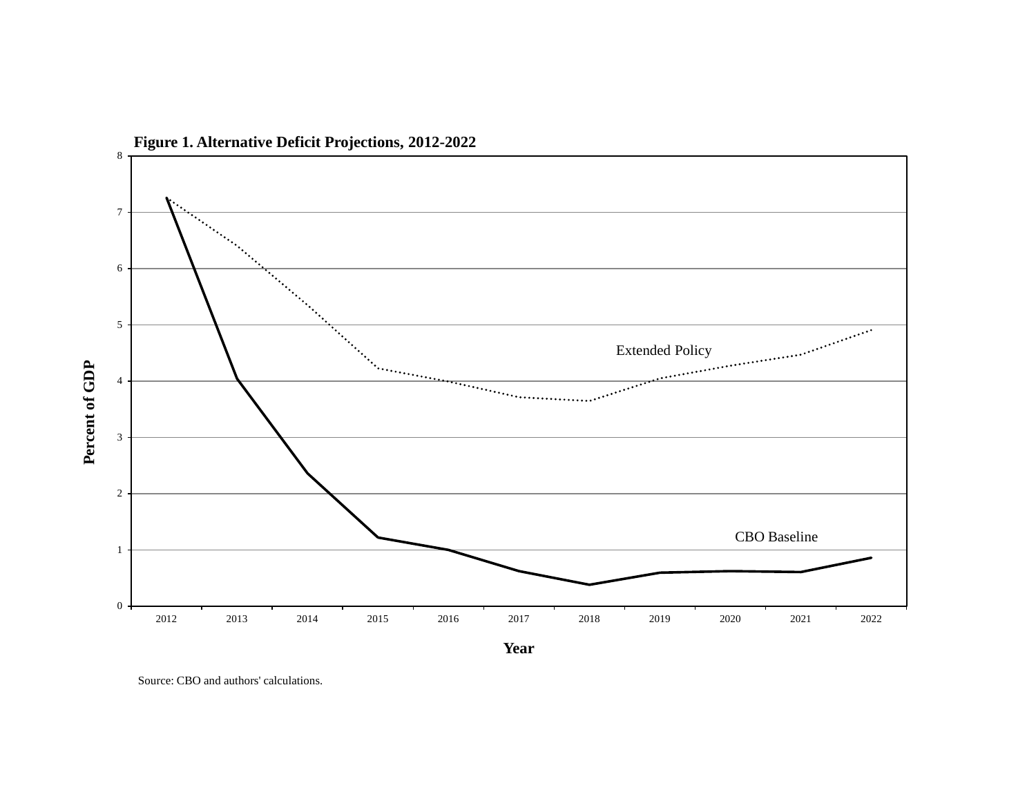**Figure 1. Alternative Deficit Projections, 2012-2022**

Source: CBO and authors' calculations.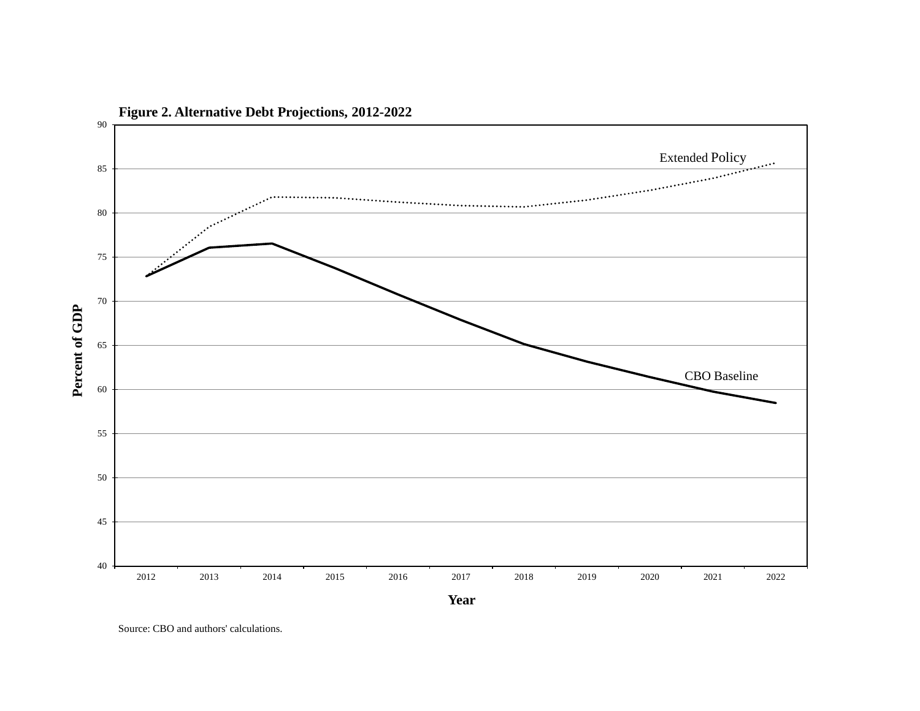**Figure 2. Alternative Debt Projections, 2012-2022**

Percent of GDP

Extended Policy

CBO Baseline

Year

Source: CBO and authors' calculations.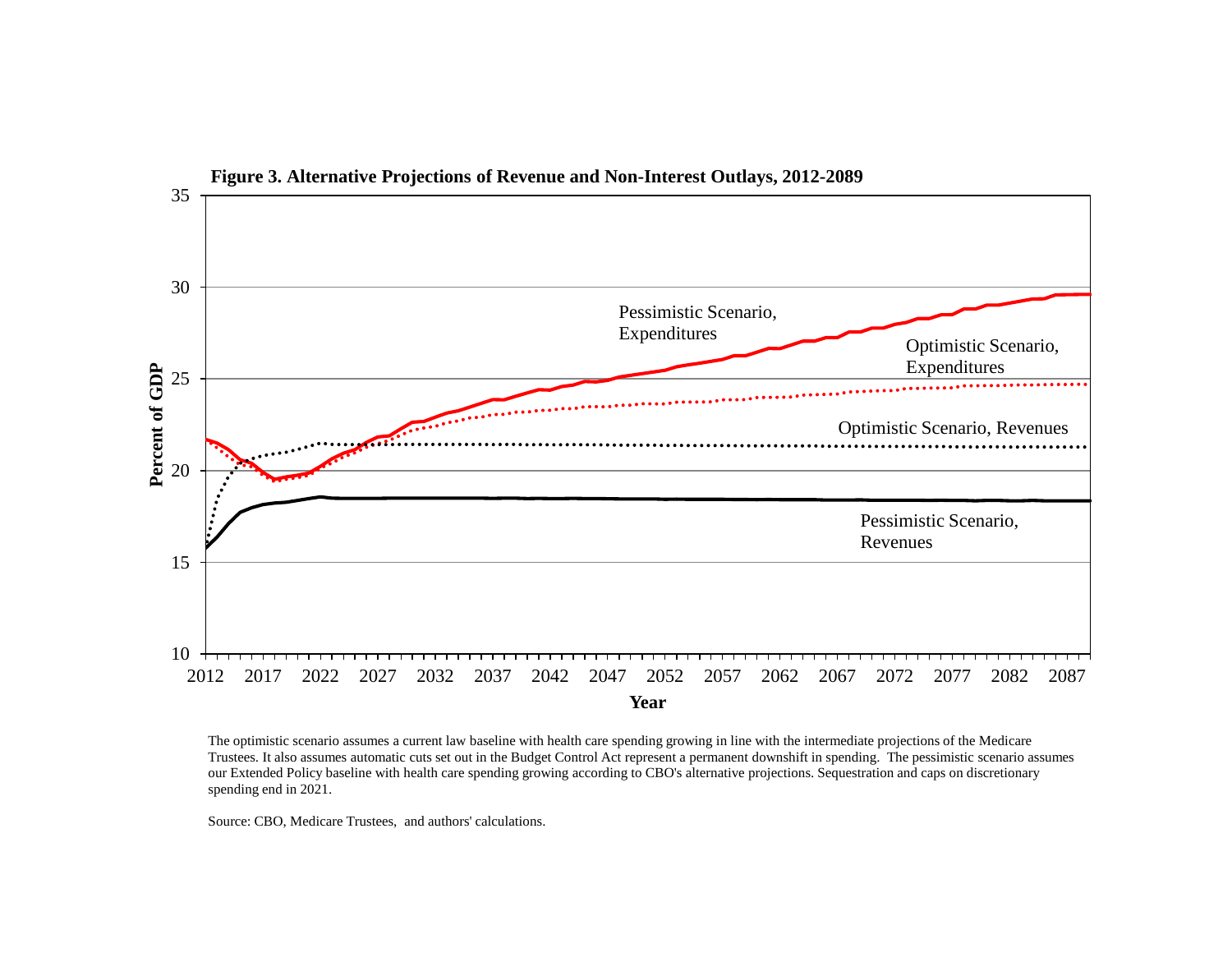**Figure 3. Alternative Projections of Revenue and Non-Interest Outlays, 2012-2089**

The optimistic scenario assumes a current law baseline with health care spending growing in line with the intermediate projections of the Medicare Trustees. It also assumes automatic cuts set out in the Budget Control Act represent a permanent downshift in spending. The pessimistic scenario assumes our Extended Policy baseline with health care spending growing according to CBO's alternative projections. Sequestration and caps on discretionary spending end in 2021.

Source: CBO, Medicare Trustees, and authors' calculations.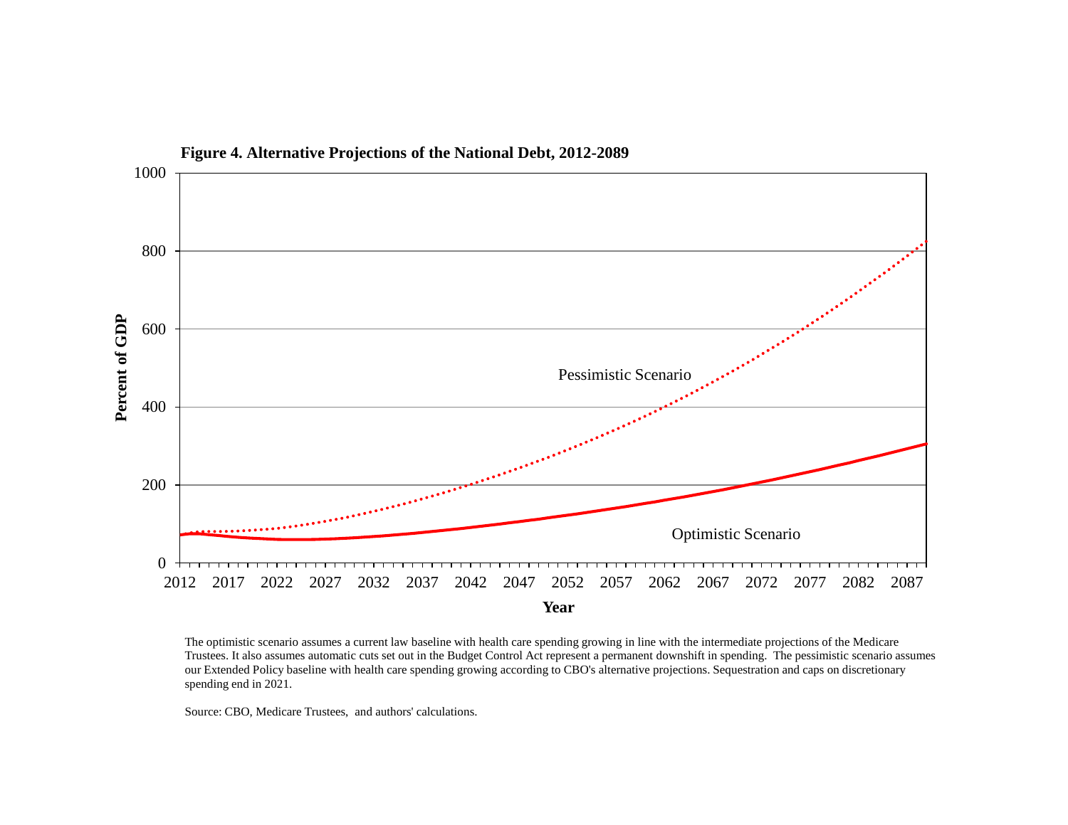**Figure 4. Alternative Projections of the National Debt, 2012-2089**

1000
800
600
400
200
0

Percent of GDP

Pessimistic Scenario

Optimistic Scenario

2012 2017 2022 2027 2032 2037 2042 2047 2052 2057 2062 2067 2072 2077 2082 2087

**Year**

The optimistic scenario assumes a current law baseline with health care spending growing in line with the intermediate projections of the Medicare Trustees. It also assumes automatic cuts set out in the Budget Control Act represent a permanent downshift in spending. The pessimistic scenario assumes our Extended Policy baseline with health care spending growing according to CBO's alternative projections. Sequestration and caps on discretionary spending end in 2021.

Source: CBO, Medicare Trustees, and authors' calculations.